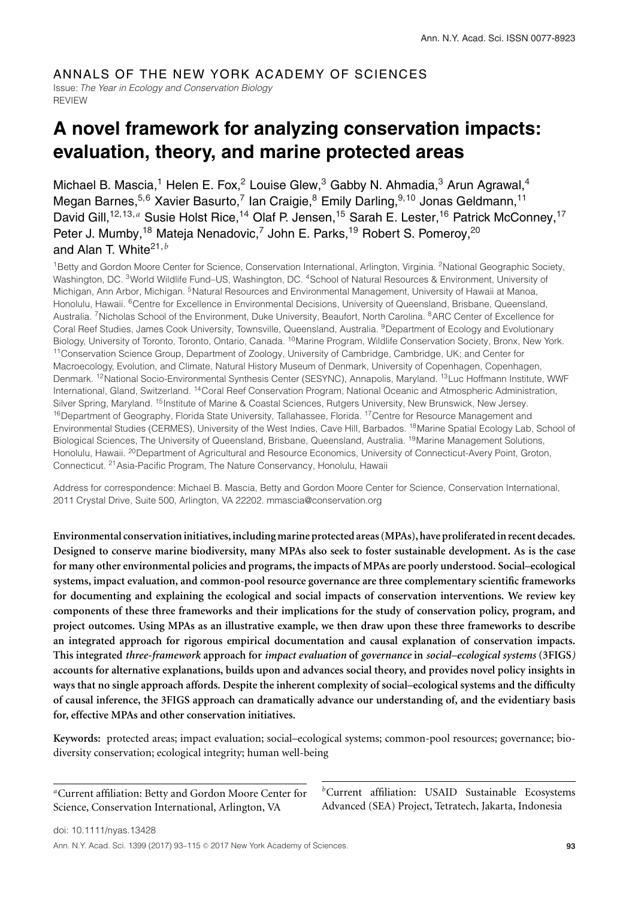ANNALS OF THE NEW YORK ACADEMY OF SCIENCES

Issue: *The Year in Ecology and Conservation Biology*

REVIEW

# A novel framework for analyzing conservation impacts: evaluation, theory, and marine protected areas

Michael B. Mascia,[1] Helen E. Fox,[2] Louise Glew,[3] Gabby N. Ahmadia,[3] Arun Agrawal,[4] Megan Barnes,[5,6] Xavier Basurto,[7] Ian Craigie,[8] Emily Darling,[9,10] Jonas Geldmann,[11] David Gill,[12,13,a] Susie Holst Rice,[14] Olaf P. Jensen,[15] Sarah E. Lester,[16] Patrick McConney,[17] Peter J. Mumby,[18] Mateja Nenadovic,[7] John E. Parks,[19] Robert S. Pomeroy,[20] and Alan T. White[21,b]

[1]Betty and Gordon Moore Center for Science, Conservation International, Arlington, Virginia. [2]National Geographic Society, Washington, DC. [3]World Wildlife Fund–US, Washington, DC. [4]School of Natural Resources & Environment, University of Michigan, Ann Arbor, Michigan. [5]Natural Resources and Environmental Management, University of Hawaii at Manoa, Honolulu, Hawaii. [6]Centre for Excellence in Environmental Decisions, University of Queensland, Brisbane, Queensland, Australia. [7]Nicholas School of the Environment, Duke University, Beaufort, North Carolina. [8]ARC Center of Excellence for Coral Reef Studies, James Cook University, Townsville, Queensland, Australia. [9]Department of Ecology and Evolutionary Biology, University of Toronto, Toronto, Ontario, Canada. [10]Marine Program, Wildlife Conservation Society, Bronx, New York. [11]Conservation Science Group, Department of Zoology, University of Cambridge, Cambridge, UK; and Center for Macroecology, Evolution, and Climate, Natural History Museum of Denmark, University of Copenhagen, Copenhagen, Denmark. [12]National Socio-Environmental Synthesis Center (SESYNC), Annapolis, Maryland. [13]Luc Hoffmann Institute, WWF International, Gland, Switzerland. [14]Coral Reef Conservation Program, National Oceanic and Atmospheric Administration, Silver Spring, Maryland. [15]Institute of Marine & Coastal Sciences, Rutgers University, New Brunswick, New Jersey. [16]Department of Geography, Florida State University, Tallahassee, Florida. [17]Centre for Resource Management and Environmental Studies (CERMES), University of the West Indies, Cave Hill, Barbados. [18]Marine Spatial Ecology Lab, School of Biological Sciences, The University of Queensland, Brisbane, Queensland, Australia. [19]Marine Management Solutions, Honolulu, Hawaii. [20]Department of Agricultural and Resource Economics, University of Connecticut-Avery Point, Groton, Connecticut. [21]Asia-Pacific Program, The Nature Conservancy, Honolulu, Hawaii

Address for correspondence: Michael B. Mascia, Betty and Gordon Moore Center for Science, Conservation International, 2011 Crystal Drive, Suite 500, Arlington, VA 22202. mmascia@conservation.org

**Environmental conservation initiatives, including marine protected areas (MPAs), have proliferated in recent decades. Designed to conserve marine biodiversity, many MPAs also seek to foster sustainable development. As is the case for many other environmental policies and programs, the impacts of MPAs are poorly understood. Social–ecological systems, impact evaluation, and common-pool resource governance are three complementary scientific frameworks for documenting and explaining the ecological and social impacts of conservation interventions. We review key components of these three frameworks and their implications for the study of conservation policy, program, and project outcomes. Using MPAs as an illustrative example, we then draw upon these three frameworks to describe an integrated approach for rigorous empirical documentation and causal explanation of conservation impacts. This integrated *three-framework* approach for *impact evaluation* of *governance* in *social–ecological systems* (3FIGS) accounts for alternative explanations, builds upon and advances social theory, and provides novel policy insights in ways that no single approach affords. Despite the inherent complexity of social–ecological systems and the difficulty of causal inference, the 3FIGS approach can dramatically advance our understanding of, and the evidentiary basis for, effective MPAs and other conservation initiatives.**

**Keywords:** protected areas; impact evaluation; social–ecological systems; common-pool resources; governance; biodiversity conservation; ecological integrity; human well-being

[a]Current affiliation: Betty and Gordon Moore Center for Science, Conservation International, Arlington, VA

[b]Current affiliation: USAID Sustainable Ecosystems Advanced (SEA) Project, Tetratech, Jakarta, Indonesia

doi: 10.1111/nyas.13428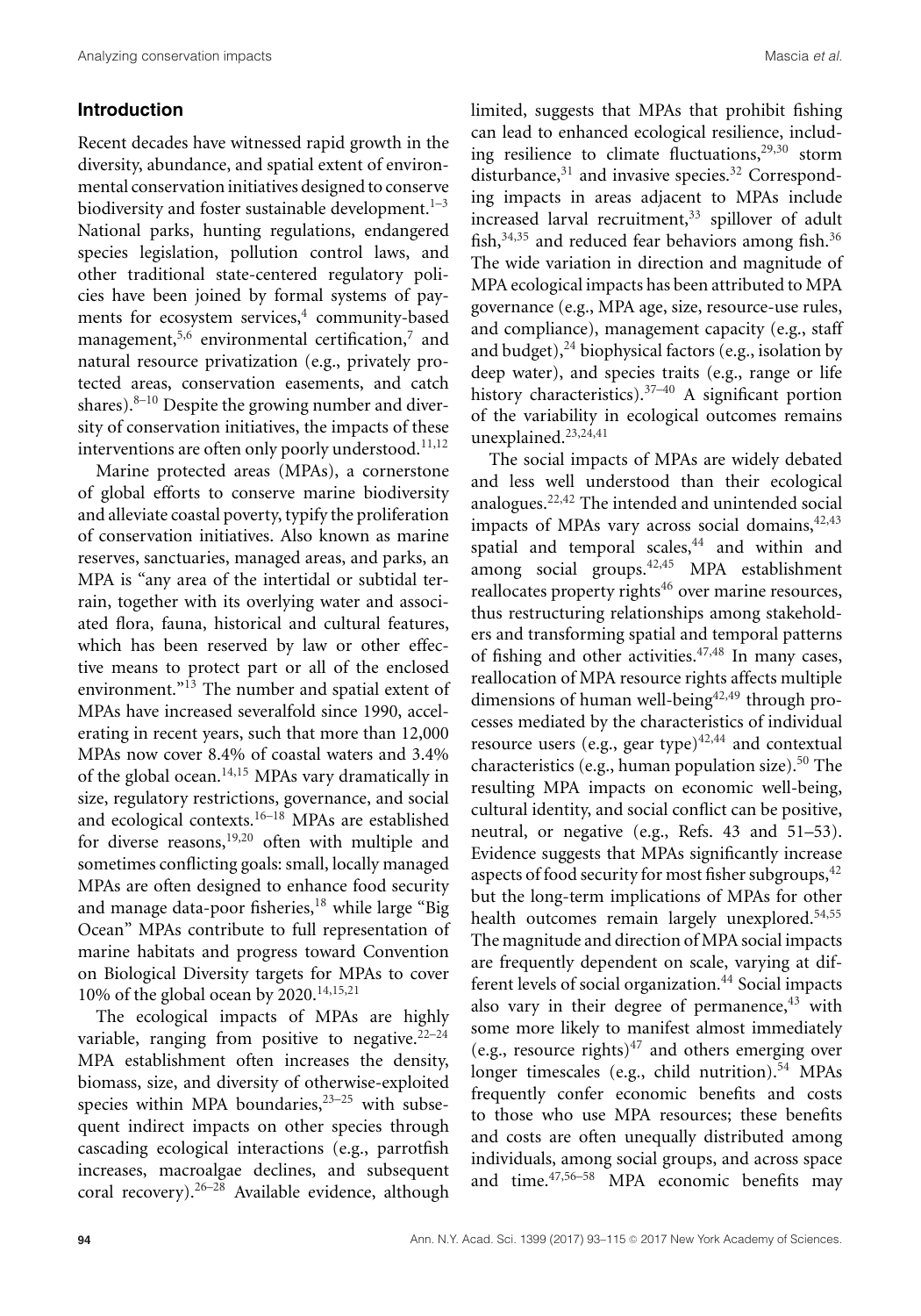## Introduction

Recent decades have witnessed rapid growth in the diversity, abundance, and spatial extent of environmental conservation initiatives designed to conserve biodiversity and foster sustainable development.[1–3] National parks, hunting regulations, endangered species legislation, pollution control laws, and other traditional state-centered regulatory policies have been joined by formal systems of payments for ecosystem services,[4] community-based management,[5,6] environmental certification,[7] and natural resource privatization (e.g., privately protected areas, conservation easements, and catch shares).[8–10] Despite the growing number and diversity of conservation initiatives, the impacts of these interventions are often only poorly understood.[11,12]

Marine protected areas (MPAs), a cornerstone of global efforts to conserve marine biodiversity and alleviate coastal poverty, typify the proliferation of conservation initiatives. Also known as marine reserves, sanctuaries, managed areas, and parks, an MPA is "any area of the intertidal or subtidal terrain, together with its overlying water and associated flora, fauna, historical and cultural features, which has been reserved by law or other effective means to protect part or all of the enclosed environment."[13] The number and spatial extent of MPAs have increased severalfold since 1990, accelerating in recent years, such that more than 12,000 MPAs now cover 8.4% of coastal waters and 3.4% of the global ocean.[14,15] MPAs vary dramatically in size, regulatory restrictions, governance, and social and ecological contexts.[16–18] MPAs are established for diverse reasons,[19,20] often with multiple and sometimes conflicting goals: small, locally managed MPAs are often designed to enhance food security and manage data-poor fisheries,[18] while large "Big Ocean" MPAs contribute to full representation of marine habitats and progress toward Convention on Biological Diversity targets for MPAs to cover 10% of the global ocean by 2020.[14,15,21]

The ecological impacts of MPAs are highly variable, ranging from positive to negative.[22–24] MPA establishment often increases the density, biomass, size, and diversity of otherwise-exploited species within MPA boundaries,[23–25] with subsequent indirect impacts on other species through cascading ecological interactions (e.g., parrotfish increases, macroalgae declines, and subsequent coral recovery).[26–28] Available evidence, although limited, suggests that MPAs that prohibit fishing can lead to enhanced ecological resilience, including resilience to climate fluctuations,[29,30] storm disturbance,[31] and invasive species.[32] Corresponding impacts in areas adjacent to MPAs include increased larval recruitment,[33] spillover of adult fish,[34,35] and reduced fear behaviors among fish.[36] The wide variation in direction and magnitude of MPA ecological impacts has been attributed to MPA governance (e.g., MPA age, size, resource-use rules, and compliance), management capacity (e.g., staff and budget),[24] biophysical factors (e.g., isolation by deep water), and species traits (e.g., range or life history characteristics).[37–40] A significant portion of the variability in ecological outcomes remains unexplained.[23,24,41]

The social impacts of MPAs are widely debated and less well understood than their ecological analogues.[22,42] The intended and unintended social impacts of MPAs vary across social domains,[42,43] spatial and temporal scales,[44] and within and among social groups.[42,45] MPA establishment reallocates property rights[46] over marine resources, thus restructuring relationships among stakeholders and transforming spatial and temporal patterns of fishing and other activities.[47,48] In many cases, reallocation of MPA resource rights affects multiple dimensions of human well-being[42,49] through processes mediated by the characteristics of individual resource users (e.g., gear type)[42,44] and contextual characteristics (e.g., human population size).[50] The resulting MPA impacts on economic well-being, cultural identity, and social conflict can be positive, neutral, or negative (e.g., Refs. 43 and 51–53). Evidence suggests that MPAs significantly increase aspects of food security for most fisher subgroups,[42] but the long-term implications of MPAs for other health outcomes remain largely unexplored.[54,55] The magnitude and direction of MPA social impacts are frequently dependent on scale, varying at different levels of social organization.[44] Social impacts also vary in their degree of permanence,[43] with some more likely to manifest almost immediately (e.g., resource rights)[47] and others emerging over longer timescales (e.g., child nutrition).[54] MPAs frequently confer economic benefits and costs to those who use MPA resources; these benefits and costs are often unequally distributed among individuals, among social groups, and across space and time.[47,56–58] MPA economic benefits may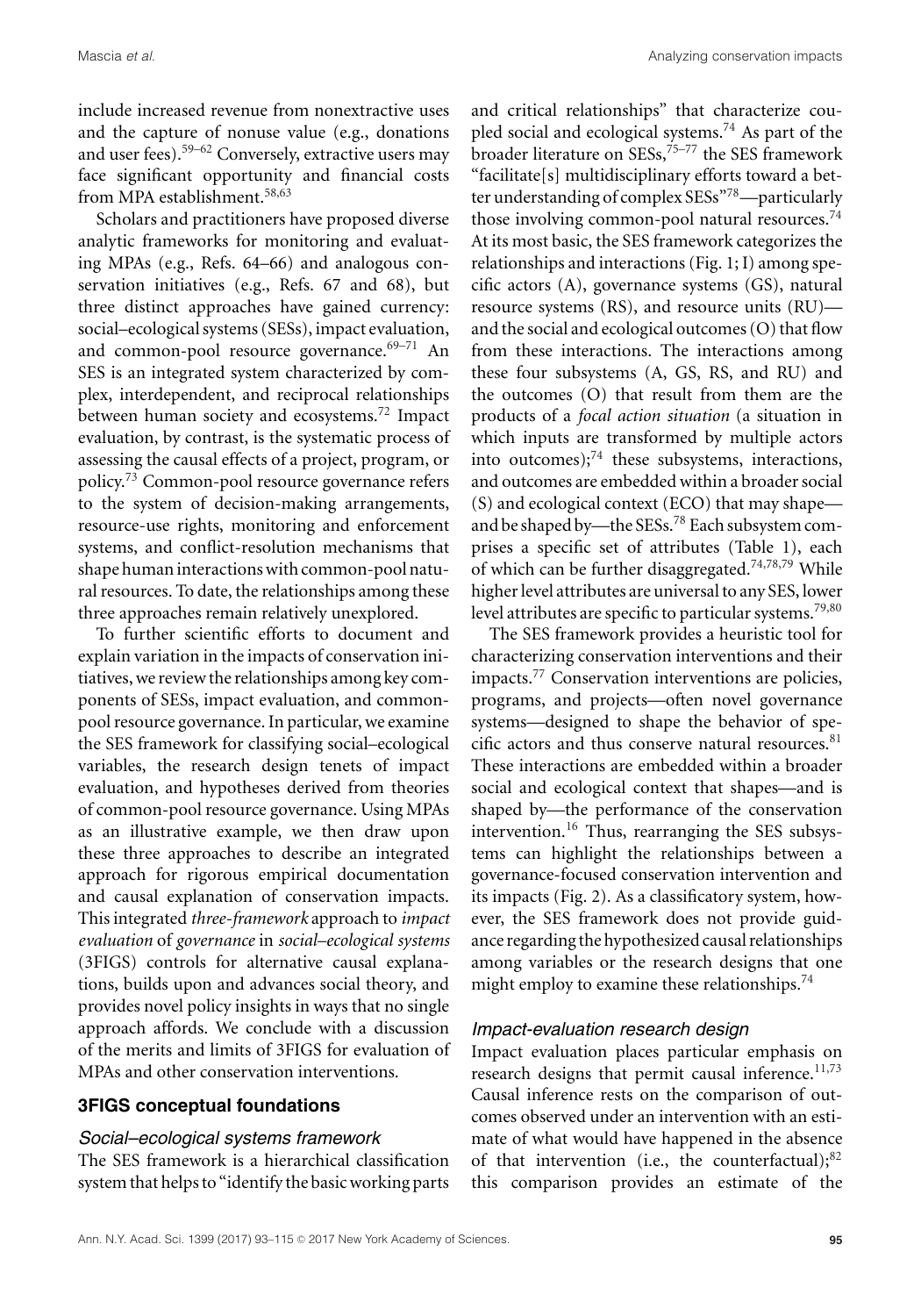include increased revenue from nonextractive uses and the capture of nonuse value (e.g., donations and user fees).[59–62] Conversely, extractive users may face significant opportunity and financial costs from MPA establishment.[58,63]

Scholars and practitioners have proposed diverse analytic frameworks for monitoring and evaluating MPAs (e.g., Refs. 64–66) and analogous conservation initiatives (e.g., Refs. 67 and 68), but three distinct approaches have gained currency: social–ecological systems (SESs), impact evaluation, and common-pool resource governance.[69–71] An SES is an integrated system characterized by complex, interdependent, and reciprocal relationships between human society and ecosystems.[72] Impact evaluation, by contrast, is the systematic process of assessing the causal effects of a project, program, or policy.[73] Common-pool resource governance refers to the system of decision-making arrangements, resource-use rights, monitoring and enforcement systems, and conflict-resolution mechanisms that shape human interactions with common-pool natural resources. To date, the relationships among these three approaches remain relatively unexplored.

To further scientific efforts to document and explain variation in the impacts of conservation initiatives, we review the relationships among key components of SESs, impact evaluation, and common-pool resource governance. In particular, we examine the SES framework for classifying social–ecological variables, the research design tenets of impact evaluation, and hypotheses derived from theories of common-pool resource governance. Using MPAs as an illustrative example, we then draw upon these three approaches to describe an integrated approach for rigorous empirical documentation and causal explanation of conservation impacts. This integrated *three-framework* approach to *impact evaluation* of *governance* in *social–ecological systems* (3FIGS) controls for alternative causal explanations, builds upon and advances social theory, and provides novel policy insights in ways that no single approach affords. We conclude with a discussion of the merits and limits of 3FIGS for evaluation of MPAs and other conservation interventions.

## 3FIGS conceptual foundations

### *Social–ecological systems framework*

The SES framework is a hierarchical classification system that helps to "identify the basic working parts and critical relationships" that characterize coupled social and ecological systems.[74] As part of the broader literature on SESs,[75–77] the SES framework "facilitate[s] multidisciplinary efforts toward a better understanding of complex SESs"[78]—particularly those involving common-pool natural resources.[74] At its most basic, the SES framework categorizes the relationships and interactions (Fig. 1; I) among specific actors (A), governance systems (GS), natural resource systems (RS), and resource units (RU)—and the social and ecological outcomes (O) that flow from these interactions. The interactions among these four subsystems (A, GS, RS, and RU) and the outcomes (O) that result from them are the products of a *focal action situation* (a situation in which inputs are transformed by multiple actors into outcomes);[74] these subsystems, interactions, and outcomes are embedded within a broader social (S) and ecological context (ECO) that may shape—and be shaped by—the SESs.[78] Each subsystem comprises a specific set of attributes (Table 1), each of which can be further disaggregated.[74,78,79] While higher level attributes are universal to any SES, lower level attributes are specific to particular systems.[79,80]

The SES framework provides a heuristic tool for characterizing conservation interventions and their impacts.[77] Conservation interventions are policies, programs, and projects—often novel governance systems—designed to shape the behavior of specific actors and thus conserve natural resources.[81] These interactions are embedded within a broader social and ecological context that shapes—and is shaped by—the performance of the conservation intervention.[16] Thus, rearranging the SES subsystems can highlight the relationships between a governance-focused conservation intervention and its impacts (Fig. 2). As a classificatory system, however, the SES framework does not provide guidance regarding the hypothesized causal relationships among variables or the research designs that one might employ to examine these relationships.[74]

### *Impact-evaluation research design*

Impact evaluation places particular emphasis on research designs that permit causal inference.[11,73] Causal inference rests on the comparison of outcomes observed under an intervention with an estimate of what would have happened in the absence of that intervention (i.e., the counterfactual);[82] this comparison provides an estimate of the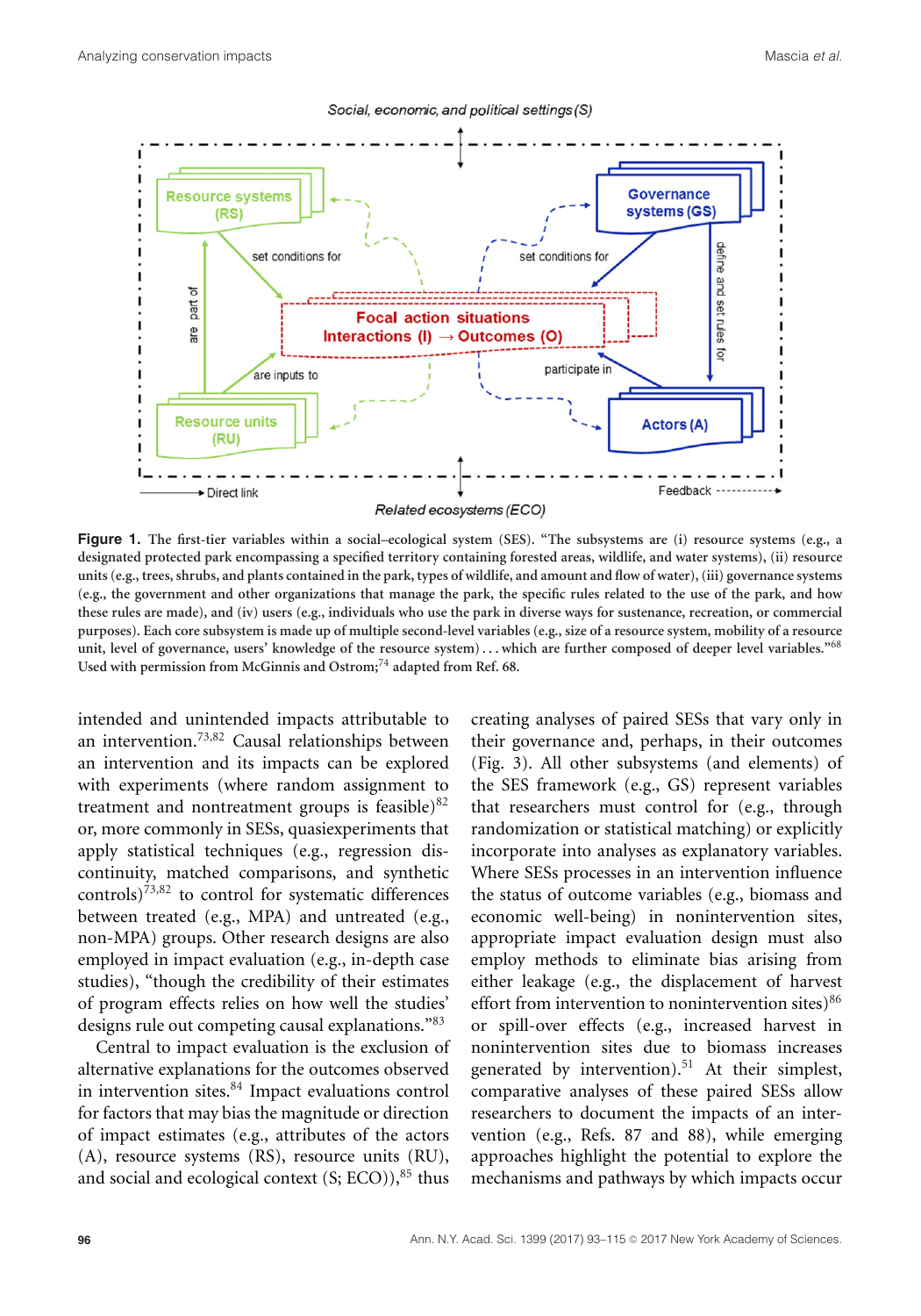**Figure 1.** The first-tier variables within a social–ecological system (SES). "The subsystems are (i) resource systems (e.g., a designated protected park encompassing a specified territory containing forested areas, wildlife, and water systems), (ii) resource units (e.g., trees, shrubs, and plants contained in the park, types of wildlife, and amount and flow of water), (iii) governance systems (e.g., the government and other organizations that manage the park, the specific rules related to the use of the park, and how these rules are made), and (iv) users (e.g., individuals who use the park in diverse ways for sustenance, recreation, or commercial purposes). Each core subsystem is made up of multiple second-level variables (e.g., size of a resource system, mobility of a resource unit, level of governance, users' knowledge of the resource system) . . . which are further composed of deeper level variables."[68] Used with permission from McGinnis and Ostrom;[74] adapted from Ref. 68.

intended and unintended impacts attributable to an intervention.[73,82] Causal relationships between an intervention and its impacts can be explored with experiments (where random assignment to treatment and nontreatment groups is feasible)[82] or, more commonly in SESs, quasiexperiments that apply statistical techniques (e.g., regression discontinuity, matched comparisons, and synthetic controls)[73,82] to control for systematic differences between treated (e.g., MPA) and untreated (e.g., non-MPA) groups. Other research designs are also employed in impact evaluation (e.g., in-depth case studies), "though the credibility of their estimates of program effects relies on how well the studies' designs rule out competing causal explanations."[83]

Central to impact evaluation is the exclusion of alternative explanations for the outcomes observed in intervention sites.[84] Impact evaluations control for factors that may bias the magnitude or direction of impact estimates (e.g., attributes of the actors (A), resource systems (RS), resource units (RU), and social and ecological context (S; ECO)),[85] thus creating analyses of paired SESs that vary only in their governance and, perhaps, in their outcomes (Fig. 3). All other subsystems (and elements) of the SES framework (e.g., GS) represent variables that researchers must control for (e.g., through randomization or statistical matching) or explicitly incorporate into analyses as explanatory variables. Where SESs processes in an intervention influence the status of outcome variables (e.g., biomass and economic well-being) in nonintervention sites, appropriate impact evaluation design must employ methods to eliminate bias arising from either leakage (e.g., the displacement of harvest effort from intervention to nonintervention sites)[86] or spill-over effects (e.g., increased harvest in nonintervention sites due to biomass increases generated by intervention).[51] At their simplest, comparative analyses of these paired SESs allow researchers to document the impacts of an intervention (e.g., Refs. 87 and 88), while emerging approaches highlight the potential to explore the mechanisms and pathways by which impacts occur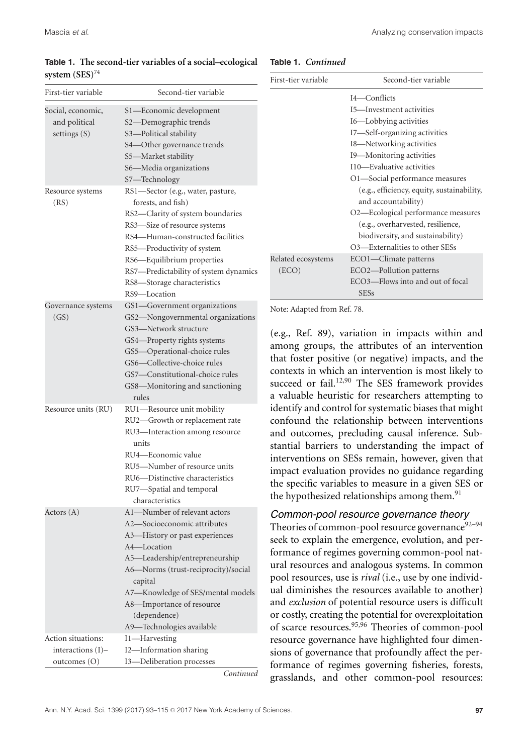**Table 1. The second-tier variables of a social–ecological system (SES)**[74]

| First-tier variable | Second-tier variable |
|---|---|
| Social, economic, and political settings (S) | S1—Economic development<br>S2—Demographic trends<br>S3—Political stability<br>S4—Other governance trends<br>S5—Market stability<br>S6—Media organizations<br>S7—Technology |
| Resource systems (RS) | RS1—Sector (e.g., water, pasture, forests, and fish)<br>RS2—Clarity of system boundaries<br>RS3—Size of resource systems<br>RS4—Human-constructed facilities<br>RS5—Productivity of system<br>RS6—Equilibrium properties<br>RS7—Predictability of system dynamics<br>RS8—Storage characteristics<br>RS9—Location |
| Governance systems (GS) | GS1—Government organizations<br>GS2—Nongovernmental organizations<br>GS3—Network structure<br>GS4—Property rights systems<br>GS5—Operational-choice rules<br>GS6—Collective-choice rules<br>GS7—Constitutional-choice rules<br>GS8—Monitoring and sanctioning rules |
| Resource units (RU) | RU1—Resource unit mobility<br>RU2—Growth or replacement rate<br>RU3—Interaction among resource units<br>RU4—Economic value<br>RU5—Number of resource units<br>RU6—Distinctive characteristics<br>RU7—Spatial and temporal characteristics |
| Actors (A) | A1—Number of relevant actors<br>A2—Socioeconomic attributes<br>A3—History or past experiences<br>A4—Location<br>A5—Leadership/entrepreneurship<br>A6—Norms (trust-reciprocity)/social capital<br>A7—Knowledge of SES/mental models<br>A8—Importance of resource (dependence)<br>A9—Technologies available |
| Action situations: interactions (I)–outcomes (O) | I1—Harvesting<br>I2—Information sharing<br>I3—Deliberation processes<br>I4—Conflicts<br>I5—Investment activities<br>I6—Lobbying activities<br>I7—Self-organizing activities<br>I8—Networking activities<br>I9—Monitoring activities<br>I10—Evaluative activities<br>O1—Social performance measures (e.g., efficiency, equity, sustainability, and accountability)<br>O2—Ecological performance measures (e.g., overharvested, resilience, biodiversity, and sustainability)<br>O3—Externalities to other SESs |
| Related ecosystems (ECO) | ECO1—Climate patterns<br>ECO2—Pollution patterns<br>ECO3—Flows into and out of focal SESs |

Note: Adapted from Ref. 78.

(e.g., Ref. 89), variation in impacts within and among groups, the attributes of an intervention that foster positive (or negative) impacts, and the contexts in which an intervention is most likely to succeed or fail.[12,90] The SES framework provides a valuable heuristic for researchers attempting to identify and control for systematic biases that might confound the relationship between interventions and outcomes, precluding causal inference. Substantial barriers to understanding the impact of interventions on SESs remain, however, given that impact evaluation provides no guidance regarding the specific variables to measure in a given SES or the hypothesized relationships among them.[91]

### Common-pool resource governance theory

Theories of common-pool resource governance[92–94] seek to explain the emergence, evolution, and performance of regimes governing common-pool natural resources and analogous systems. In common pool resources, use is *rival* (i.e., use by one individual diminishes the resources available to another) and *exclusion* of potential resource users is difficult or costly, creating the potential for overexploitation of scarce resources.[95,96] Theories of common-pool resource governance have highlighted four dimensions of governance that profoundly affect the performance of regimes governing fisheries, forests, grasslands, and other common-pool resources: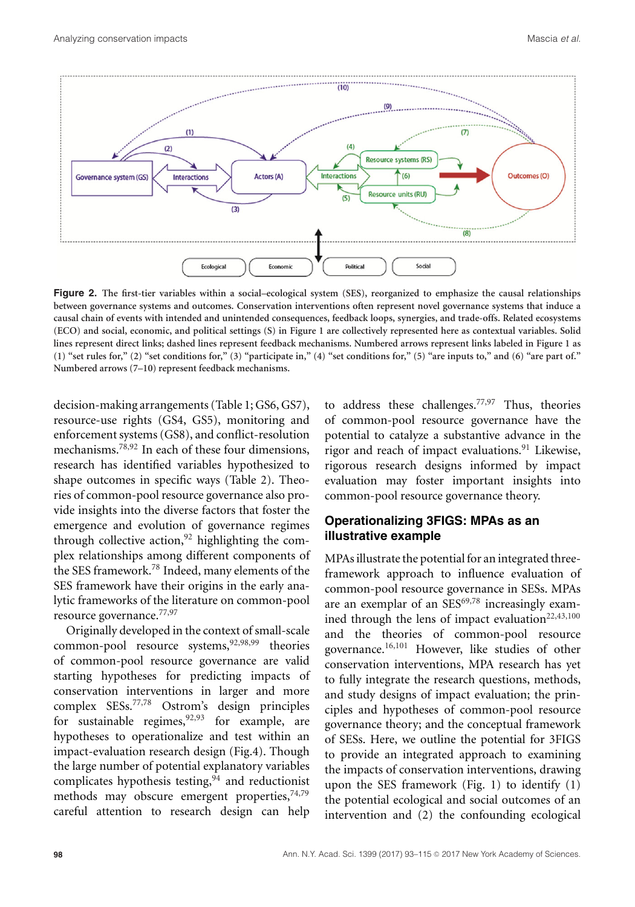**Figure 2.** The first-tier variables within a social–ecological system (SES), reorganized to emphasize the causal relationships between governance systems and outcomes. Conservation interventions often represent novel governance systems that induce a causal chain of events with intended and unintended consequences, feedback loops, synergies, and trade-offs. Related ecosystems (ECO) and social, economic, and political settings (S) in Figure 1 are collectively represented here as contextual variables. Solid lines represent direct links; dashed lines represent feedback mechanisms. Numbered arrows represent links labeled in Figure 1 as (1) "set rules for," (2) "set conditions for," (3) "participate in," (4) "set conditions for," (5) "are inputs to," and (6) "are part of." Numbered arrows (7–10) represent feedback mechanisms.

decision-making arrangements (Table 1; GS6, GS7), resource-use rights (GS4, GS5), monitoring and enforcement systems (GS8), and conflict-resolution mechanisms.[78,92] In each of these four dimensions, research has identified variables hypothesized to shape outcomes in specific ways (Table 2). Theories of common-pool resource governance also provide insights into the diverse factors that foster the emergence and evolution of governance regimes through collective action,[92] highlighting the complex relationships among different components of the SES framework.[78] Indeed, many elements of the SES framework have their origins in the early analytic frameworks of the literature on common-pool resource governance.[77,97]

Originally developed in the context of small-scale common-pool resource systems,[92,98,99] theories of common-pool resource governance are valid starting hypotheses for predicting impacts of conservation interventions in larger and more complex SESs.[77,78] Ostrom's design principles for sustainable regimes,[92,93] for example, are hypotheses to operationalize and test within an impact-evaluation research design (Fig.4). Though the large number of potential explanatory variables complicates hypothesis testing,[94] and reductionist methods may obscure emergent properties,[74,79] careful attention to research design can help to address these challenges.[77,97] Thus, theories of common-pool resource governance have the potential to catalyze a substantive advance in the rigor and reach of impact evaluations.[91] Likewise, rigorous research designs informed by impact evaluation may foster important insights into common-pool resource governance theory.

## Operationalizing 3FIGS: MPAs as an illustrative example

MPAs illustrate the potential for an integrated three-framework approach to influence evaluation of common-pool resource governance in SESs. MPAs are an exemplar of an SES[69,78] increasingly examined through the lens of impact evaluation[22,43,100] and the theories of common-pool resource governance.[16,101] However, like studies of other conservation interventions, MPA research has yet to fully integrate the research questions, methods, and study designs of impact evaluation; the principles and hypotheses of common-pool resource governance theory; and the conceptual framework of SESs. Here, we outline the potential for 3FIGS to provide an integrated approach to examining the impacts of conservation interventions, drawing upon the SES framework (Fig. 1) to identify (1) the potential ecological and social outcomes of an intervention and (2) the confounding ecological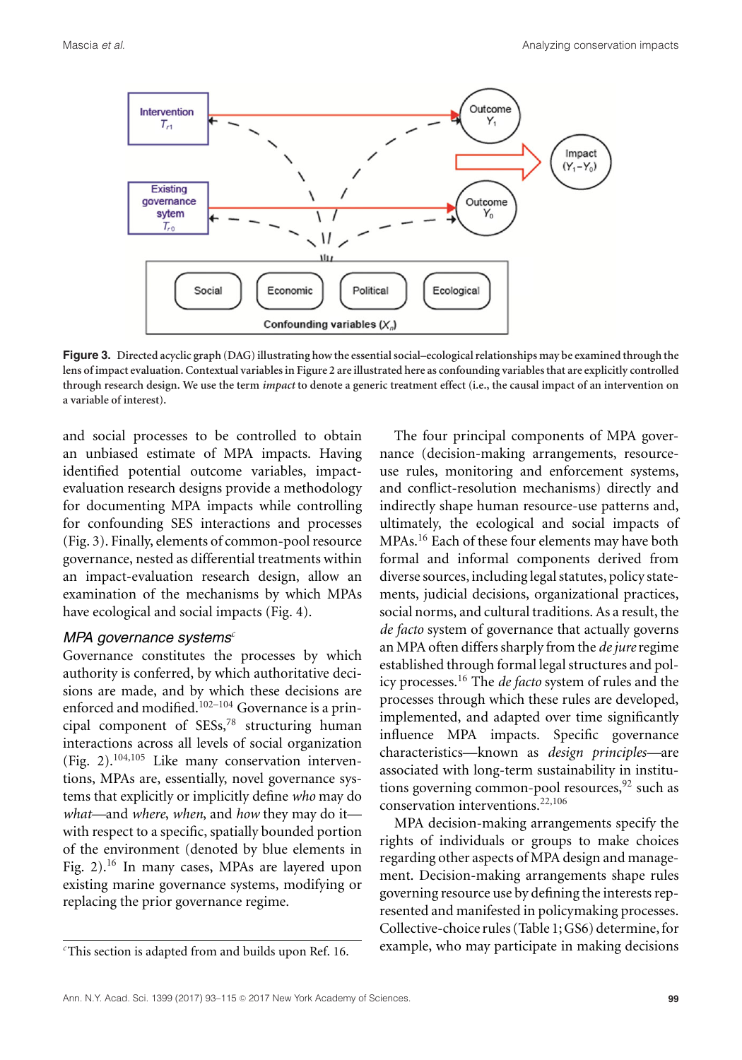Figure 3. Directed acyclic graph (DAG) illustrating how the essential social–ecological relationships may be examined through the lens of impact evaluation. Contextual variables in Figure 2 are illustrated here as confounding variables that are explicitly controlled through research design. We use the term *impact* to denote a generic treatment effect (i.e., the causal impact of an intervention on a variable of interest).

and social processes to be controlled to obtain an unbiased estimate of MPA impacts. Having identified potential outcome variables, impact-evaluation research designs provide a methodology for documenting MPA impacts while controlling for confounding SES interactions and processes (Fig. 3). Finally, elements of common-pool resource governance, nested as differential treatments within an impact-evaluation research design, allow an examination of the mechanisms by which MPAs have ecological and social impacts (Fig. 4).

### MPA governance systems[c]

Governance constitutes the processes by which authority is conferred, by which authoritative decisions are made, and by which these decisions are enforced and modified.[102–104] Governance is a principal component of SESs,[78] structuring human interactions across all levels of social organization (Fig. 2).[104,105] Like many conservation interventions, MPAs are, essentially, novel governance systems that explicitly or implicitly define *who* may do *what*—and *where*, *when*, and *how* they may do it—with respect to a specific, spatially bounded portion of the environment (denoted by blue elements in Fig. 2).[16] In many cases, MPAs are layered upon existing marine governance systems, modifying or replacing the prior governance regime.

[c]This section is adapted from and builds upon Ref. 16.

The four principal components of MPA governance (decision-making arrangements, resource-use rules, monitoring and enforcement systems, and conflict-resolution mechanisms) directly and indirectly shape human resource-use patterns and, ultimately, the ecological and social impacts of MPAs.[16] Each of these four elements may have both formal and informal components derived from diverse sources, including legal statutes, policy statements, judicial decisions, organizational practices, social norms, and cultural traditions. As a result, the *de facto* system of governance that actually governs an MPA often differs sharply from the *de jure* regime established through formal legal structures and policy processes.[16] The *de facto* system of rules and the processes through which these rules are developed, implemented, and adapted over time significantly influence MPA impacts. Specific governance characteristics—known as *design principles*—are associated with long-term sustainability in institutions governing common-pool resources,[92] such as conservation interventions.[22,106]

MPA decision-making arrangements specify the rights of individuals or groups to make choices regarding other aspects of MPA design and management. Decision-making arrangements shape rules governing resource use by defining the interests represented and manifested in policymaking processes. Collective-choice rules (Table 1; GS6) determine, for example, who may participate in making decisions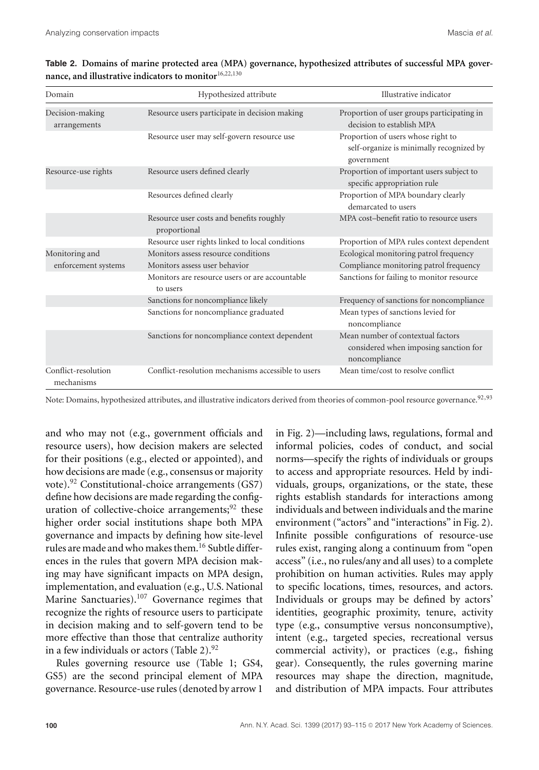**Table 2. Domains of marine protected area (MPA) governance, hypothesized attributes of successful MPA governance, and illustrative indicators to monitor**[16,22,130]

| Domain | Hypothesized attribute | Illustrative indicator |
|---|---|---|
| Decision-making arrangements | Resource users participate in decision making | Proportion of user groups participating in decision to establish MPA |
| | Resource user may self-govern resource use | Proportion of users whose right to self-organize is minimally recognized by government |
| Resource-use rights | Resource users defined clearly | Proportion of important users subject to specific appropriation rule |
| | Resources defined clearly | Proportion of MPA boundary clearly demarcated to users |
| | Resource user costs and benefits roughly proportional | MPA cost–benefit ratio to resource users |
| | Resource user rights linked to local conditions | Proportion of MPA rules context dependent |
| Monitoring and enforcement systems | Monitors assess resource conditions | Ecological monitoring patrol frequency |
| | Monitors assess user behavior | Compliance monitoring patrol frequency |
| | Monitors are resource users or are accountable to users | Sanctions for failing to monitor resource |
| | Sanctions for noncompliance likely | Frequency of sanctions for noncompliance |
| | Sanctions for noncompliance graduated | Mean types of sanctions levied for noncompliance |
| | Sanctions for noncompliance context dependent | Mean number of contextual factors considered when imposing sanction for noncompliance |
| Conflict-resolution mechanisms | Conflict-resolution mechanisms accessible to users | Mean time/cost to resolve conflict |

Note: Domains, hypothesized attributes, and illustrative indicators derived from theories of common-pool resource governance.[92,93]

and who may not (e.g., government officials and resource users), how decision makers are selected for their positions (e.g., elected or appointed), and how decisions are made (e.g., consensus or majority vote).[92] Constitutional-choice arrangements (GS7) define how decisions are made regarding the configuration of collective-choice arrangements;[92] these higher order social institutions shape both MPA governance and impacts by defining how site-level rules are made and who makes them.[16] Subtle differences in the rules that govern MPA decision making may have significant impacts on MPA design, implementation, and evaluation (e.g., U.S. National Marine Sanctuaries).[107] Governance regimes that recognize the rights of resource users to participate in decision making and to self-govern tend to be more effective than those that centralize authority in a few individuals or actors (Table 2).[92]

Rules governing resource use (Table 1; GS4, GS5) are the second principal element of MPA governance. Resource-use rules (denoted by arrow 1 in Fig. 2)—including laws, regulations, formal and informal policies, codes of conduct, and social norms—specify the rights of individuals or groups to access and appropriate resources. Held by individuals, groups, organizations, or the state, these rights establish standards for interactions among individuals and between individuals and the marine environment ("actors" and "interactions" in Fig. 2). Infinite possible configurations of resource-use rules exist, ranging along a continuum from "open access" (i.e., no rules/any and all uses) to a complete prohibition on human activities. Rules may apply to specific locations, times, resources, and actors. Individuals or groups may be defined by actors' identities, geographic proximity, tenure, activity type (e.g., consumptive versus nonconsumptive), intent (e.g., targeted species, recreational versus commercial activity), or practices (e.g., fishing gear). Consequently, the rules governing marine resources may shape the direction, magnitude, and distribution of MPA impacts. Four attributes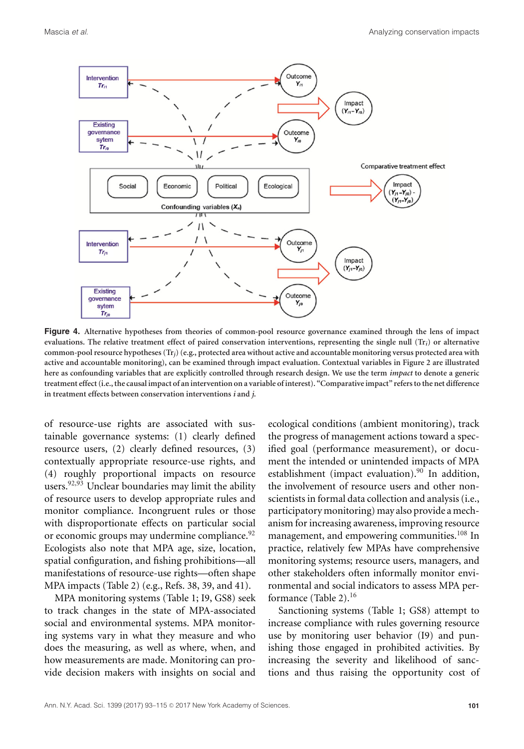**Figure 4.** Alternative hypotheses from theories of common-pool resource governance examined through the lens of impact evaluations. The relative treatment effect of paired conservation interventions, representing the single null ($Tr_i$) or alternative common-pool resource hypotheses ($Tr_j$) (e.g., protected area without active and accountable monitoring versus protected area with active and accountable monitoring), can be examined through impact evaluation. Contextual variables in Figure 2 are illustrated here as confounding variables that are explicitly controlled through research design. We use the term *impact* to denote a generic treatment effect (i.e., the causal impact of an intervention on a variable of interest). "Comparative impact" refers to the net difference in treatment effects between conservation interventions *i* and *j*.

of resource-use rights are associated with sustainable governance systems: (1) clearly defined resource users, (2) clearly defined resources, (3) contextually appropriate resource-use rights, and (4) roughly proportional impacts on resource users.[92,93] Unclear boundaries may limit the ability of resource users to develop appropriate rules and monitor compliance. Incongruent rules or those with disproportionate effects on particular social or economic groups may undermine compliance.[92] Ecologists also note that MPA age, size, location, spatial configuration, and fishing prohibitions—all manifestations of resource-use rights—often shape MPA impacts (Table 2) (e.g., Refs. 38, 39, and 41).

MPA monitoring systems (Table 1; I9, GS8) seek to track changes in the state of MPA-associated social and environmental systems. MPA monitoring systems vary in what they measure and who does the measuring, as well as where, when, and how measurements are made. Monitoring can provide decision makers with insights on social and ecological conditions (ambient monitoring), track the progress of management actions toward a specified goal (performance measurement), or document the intended or unintended impacts of MPA establishment (impact evaluation).[90] In addition, the involvement of resource users and other nonscientists in formal data collection and analysis (i.e., participatory monitoring) may also provide a mechanism for increasing awareness, improving resource management, and empowering communities.[108] In practice, relatively few MPAs have comprehensive monitoring systems; resource users, managers, and other stakeholders often informally monitor environmental and social indicators to assess MPA performance (Table 2).[16]

Sanctioning systems (Table 1; GS8) attempt to increase compliance with rules governing resource use by monitoring user behavior (I9) and punishing those engaged in prohibited activities. By increasing the severity and likelihood of sanctions and thus raising the opportunity cost of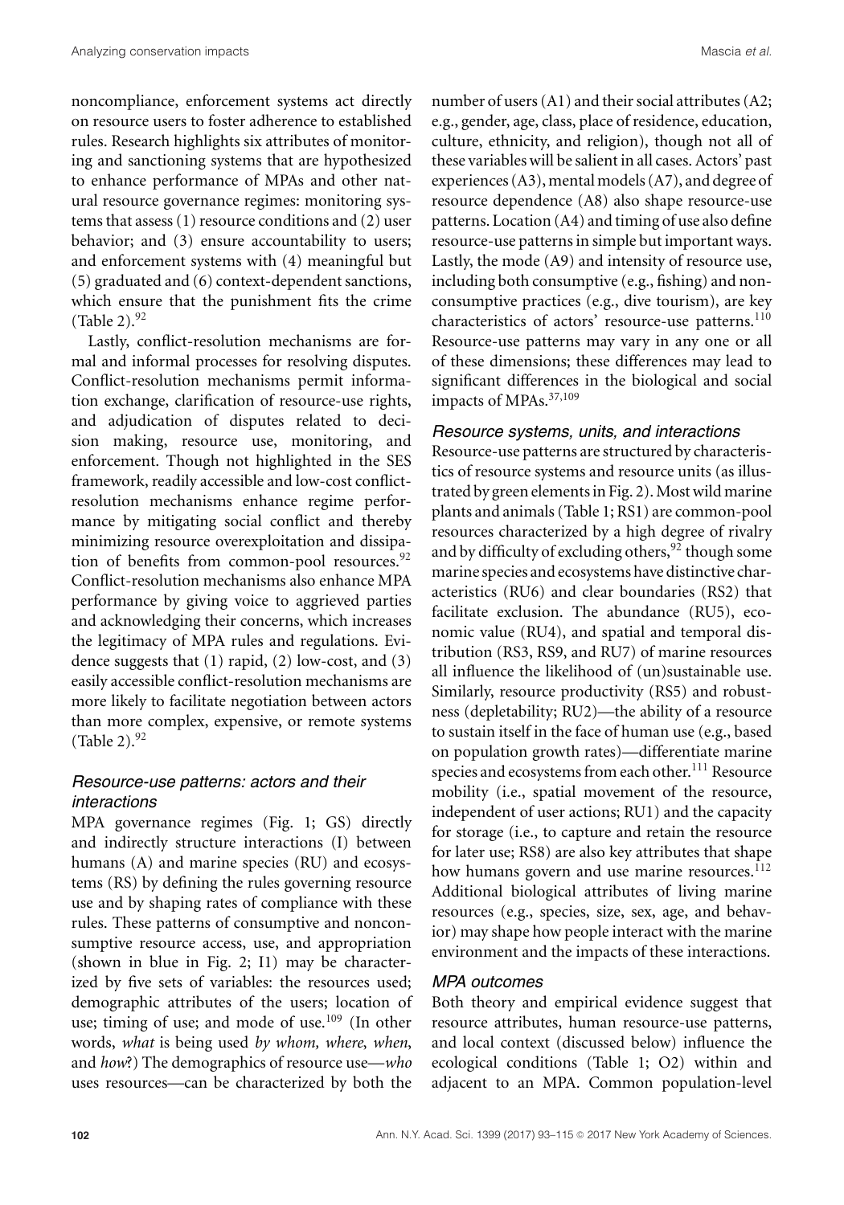noncompliance, enforcement systems act directly on resource users to foster adherence to established rules. Research highlights six attributes of monitoring and sanctioning systems that are hypothesized to enhance performance of MPAs and other natural resource governance regimes: monitoring systems that assess (1) resource conditions and (2) user behavior; and (3) ensure accountability to users; and enforcement systems with (4) meaningful but (5) graduated and (6) context-dependent sanctions, which ensure that the punishment fits the crime (Table 2).[92]

Lastly, conflict-resolution mechanisms are formal and informal processes for resolving disputes. Conflict-resolution mechanisms permit information exchange, clarification of resource-use rights, and adjudication of disputes related to decision making, resource use, monitoring, and enforcement. Though not highlighted in the SES framework, readily accessible and low-cost conflict-resolution mechanisms enhance regime performance by mitigating social conflict and thereby minimizing resource overexploitation and dissipation of benefits from common-pool resources.[92] Conflict-resolution mechanisms also enhance MPA performance by giving voice to aggrieved parties and acknowledging their concerns, which increases the legitimacy of MPA rules and regulations. Evidence suggests that (1) rapid, (2) low-cost, and (3) easily accessible conflict-resolution mechanisms are more likely to facilitate negotiation between actors than more complex, expensive, or remote systems (Table 2).[92]

### *Resource-use patterns: actors and their interactions*

MPA governance regimes (Fig. 1; GS) directly and indirectly structure interactions (I) between humans (A) and marine species (RU) and ecosystems (RS) by defining the rules governing resource use and by shaping rates of compliance with these rules. These patterns of consumptive and nonconsumptive resource access, use, and appropriation (shown in blue in Fig. 2; I1) may be characterized by five sets of variables: the resources used; demographic attributes of the users; location of use; timing of use; and mode of use.[109] (In other words, *what* is being used *by whom, where, when*, and *how*?) The demographics of resource use—*who* uses resources—can be characterized by both the number of users (A1) and their social attributes (A2; e.g., gender, age, class, place of residence, education, culture, ethnicity, and religion), though not all of these variables will be salient in all cases. Actors' past experiences (A3), mental models (A7), and degree of resource dependence (A8) also shape resource-use patterns. Location (A4) and timing of use also define resource-use patterns in simple but important ways. Lastly, the mode (A9) and intensity of resource use, including both consumptive (e.g., fishing) and nonconsumptive practices (e.g., dive tourism), are key characteristics of actors' resource-use patterns.[110] Resource-use patterns may vary in any one or all of these dimensions; these differences may lead to significant differences in the biological and social impacts of MPAs.[37,109]

### *Resource systems, units, and interactions*

Resource-use patterns are structured by characteristics of resource systems and resource units (as illustrated by green elements in Fig. 2). Most wild marine plants and animals (Table 1; RS1) are common-pool resources characterized by a high degree of rivalry and by difficulty of excluding others,[92] though some marine species and ecosystems have distinctive characteristics (RU6) and clear boundaries (RS2) that facilitate exclusion. The abundance (RU5), economic value (RU4), and spatial and temporal distribution (RS3, RS9, and RU7) of marine resources all influence the likelihood of (un)sustainable use. Similarly, resource productivity (RS5) and robustness (depletability; RU2)—the ability of a resource to sustain itself in the face of human use (e.g., based on population growth rates)—differentiate marine species and ecosystems from each other.[111] Resource mobility (i.e., spatial movement of the resource, independent of user actions; RU1) and the capacity for storage (i.e., to capture and retain the resource for later use; RS8) are also key attributes that shape how humans govern and use marine resources.[112] Additional biological attributes of living marine resources (e.g., species, size, sex, age, and behavior) may shape how people interact with the marine environment and the impacts of these interactions.

### *MPA outcomes*

Both theory and empirical evidence suggest that resource attributes, human resource-use patterns, and local context (discussed below) influence the ecological conditions (Table 1; O2) within and adjacent to an MPA. Common population-level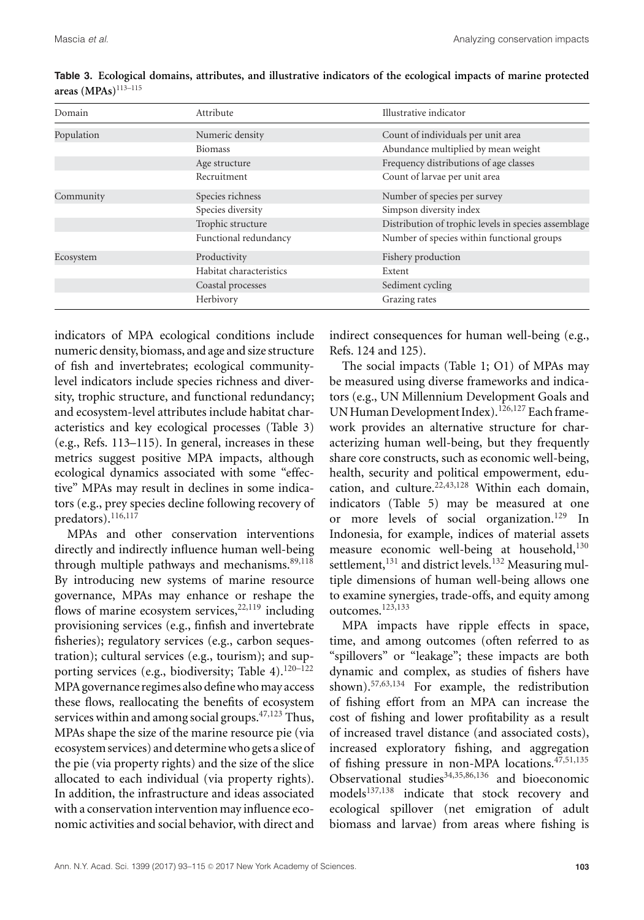**Table 3. Ecological domains, attributes, and illustrative indicators of the ecological impacts of marine protected areas (MPAs)**[113–115]

| Domain | Attribute | Illustrative indicator |
|---|---|---|
| Population | Numeric density | Count of individuals per unit area |
| | Biomass | Abundance multiplied by mean weight |
| | Age structure | Frequency distributions of age classes |
| | Recruitment | Count of larvae per unit area |
| Community | Species richness | Number of species per survey |
| | Species diversity | Simpson diversity index |
| | Trophic structure | Distribution of trophic levels in species assemblage |
| | Functional redundancy | Number of species within functional groups |
| Ecosystem | Productivity | Fishery production |
| | Habitat characteristics | Extent |
| | Coastal processes | Sediment cycling |
| | Herbivory | Grazing rates |

indicators of MPA ecological conditions include numeric density, biomass, and age and size structure of fish and invertebrates; ecological community-level indicators include species richness and diversity, trophic structure, and functional redundancy; and ecosystem-level attributes include habitat characteristics and key ecological processes (Table 3) (e.g., Refs. 113–115). In general, increases in these metrics suggest positive MPA impacts, although ecological dynamics associated with some "effective" MPAs may result in declines in some indicators (e.g., prey species decline following recovery of predators).[116,117]

MPAs and other conservation interventions directly and indirectly influence human well-being through multiple pathways and mechanisms.[89,118] By introducing new systems of marine resource governance, MPAs may enhance or reshape the flows of marine ecosystem services,[22,119] including provisioning services (e.g., finfish and invertebrate fisheries); regulatory services (e.g., carbon sequestration); cultural services (e.g., tourism); and supporting services (e.g., biodiversity; Table 4).[120–122] MPA governance regimes also define who may access these flows, reallocating the benefits of ecosystem services within and among social groups.[47,123] Thus, MPAs shape the size of the marine resource pie (via ecosystem services) and determine who gets a slice of the pie (via property rights) and the size of the slice allocated to each individual (via property rights). In addition, the infrastructure and ideas associated with a conservation intervention may influence economic activities and social behavior, with direct and indirect consequences for human well-being (e.g., Refs. 124 and 125).

The social impacts (Table 1; O1) of MPAs may be measured using diverse frameworks and indicators (e.g., UN Millennium Development Goals and UN Human Development Index).[126,127] Each framework provides an alternative structure for characterizing human well-being, but they frequently share core constructs, such as economic well-being, health, security and political empowerment, education, and culture.[22,43,128] Within each domain, indicators (Table 5) may be measured at one or more levels of social organization.[129] In Indonesia, for example, indices of material assets measure economic well-being at household,[130] settlement,[131] and district levels.[132] Measuring multiple dimensions of human well-being allows one to examine synergies, trade-offs, and equity among outcomes.[123,133]

MPA impacts have ripple effects in space, time, and among outcomes (often referred to as "spillovers" or "leakage"; these impacts are both dynamic and complex, as studies of fishers have shown).[57,63,134] For example, the redistribution of fishing effort from an MPA can increase the cost of fishing and lower profitability as a result of increased travel distance (and associated costs), increased exploratory fishing, and aggregation of fishing pressure in non-MPA locations.[47,51,135] Observational studies[34,35,86,136] and bioeconomic models[137,138] indicate that stock recovery and ecological spillover (net emigration of adult biomass and larvae) from areas where fishing is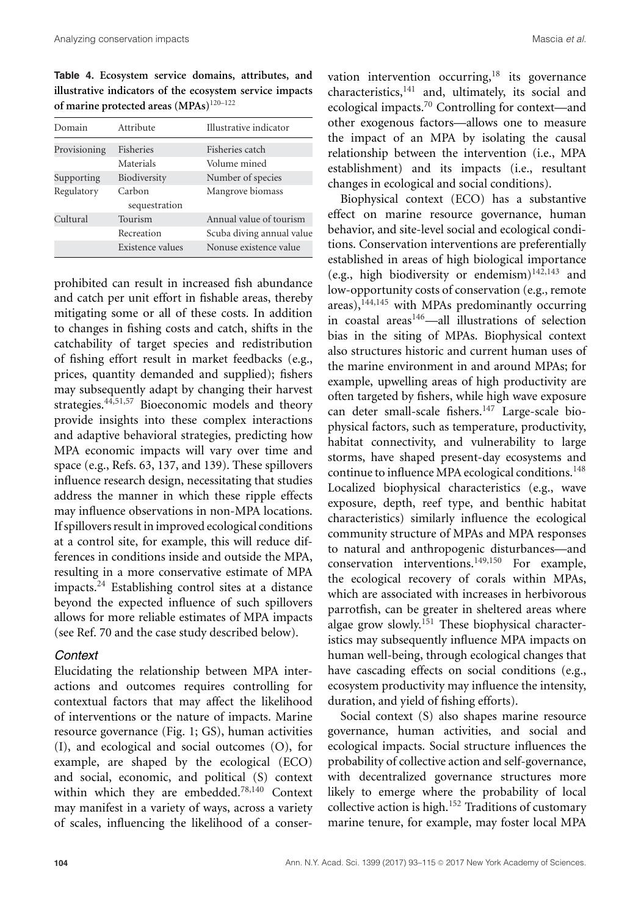**Table 4. Ecosystem service domains, attributes, and illustrative indicators of the ecosystem service impacts of marine protected areas (MPAs)**[120–122]

| Domain | Attribute | Illustrative indicator |
|---|---|---|
| Provisioning | Fisheries | Fisheries catch |
| | Materials | Volume mined |
| Supporting | Biodiversity | Number of species |
| Regulatory | Carbon sequestration | Mangrove biomass |
| Cultural | Tourism | Annual value of tourism |
| | Recreation | Scuba diving annual value |
| | Existence values | Nonuse existence value |

prohibited can result in increased fish abundance and catch per unit effort in fishable areas, thereby mitigating some or all of these costs. In addition to changes in fishing costs and catch, shifts in the catchability of target species and redistribution of fishing effort result in market feedbacks (e.g., prices, quantity demanded and supplied); fishers may subsequently adapt by changing their harvest strategies.[44,51,57] Bioeconomic models and theory provide insights into these complex interactions and adaptive behavioral strategies, predicting how MPA economic impacts will vary over time and space (e.g., Refs. 63, 137, and 139). These spillovers influence research design, necessitating that studies address the manner in which these ripple effects may influence observations in non-MPA locations. If spillovers result in improved ecological conditions at a control site, for example, this will reduce differences in conditions inside and outside the MPA, resulting in a more conservative estimate of MPA impacts.[24] Establishing control sites at a distance beyond the expected influence of such spillovers allows for more reliable estimates of MPA impacts (see Ref. 70 and the case study described below).

### *Context*

Elucidating the relationship between MPA interactions and outcomes requires controlling for contextual factors that may affect the likelihood of interventions or the nature of impacts. Marine resource governance (Fig. 1; GS), human activities (I), and ecological and social outcomes (O), for example, are shaped by the ecological (ECO) and social, economic, and political (S) context within which they are embedded.[78,140] Context may manifest in a variety of ways, across a variety of scales, influencing the likelihood of a conservation intervention occurring,[18] its governance characteristics,[141] and, ultimately, its social and ecological impacts.[70] Controlling for context—and other exogenous factors—allows one to measure the impact of an MPA by isolating the causal relationship between the intervention (i.e., MPA establishment) and its impacts (i.e., resultant changes in ecological and social conditions).

Biophysical context (ECO) has a substantive effect on marine resource governance, human behavior, and site-level social and ecological conditions. Conservation interventions are preferentially established in areas of high biological importance (e.g., high biodiversity or endemism)[142,143] and low-opportunity costs of conservation (e.g., remote areas),[144,145] with MPAs predominantly occurring in coastal areas[146]—all illustrations of selection bias in the siting of MPAs. Biophysical context also structures historic and current human uses of the marine environment in and around MPAs; for example, upwelling areas of high productivity are often targeted by fishers, while high wave exposure can deter small-scale fishers.[147] Large-scale biophysical factors, such as temperature, productivity, habitat connectivity, and vulnerability to large storms, have shaped present-day ecosystems and continue to influence MPA ecological conditions.[148] Localized biophysical characteristics (e.g., wave exposure, depth, reef type, and benthic habitat characteristics) similarly influence the ecological community structure of MPAs and MPA responses to natural and anthropogenic disturbances—and conservation interventions.[149,150] For example, the ecological recovery of corals within MPAs, which are associated with increases in herbivorous parrotfish, can be greater in sheltered areas where algae grow slowly.[151] These biophysical characteristics may subsequently influence MPA impacts on human well-being, through ecological changes that have cascading effects on social conditions (e.g., ecosystem productivity may influence the intensity, duration, and yield of fishing efforts).

Social context (S) also shapes marine resource governance, human activities, and social and ecological impacts. Social structure influences the probability of collective action and self-governance, with decentralized governance structures more likely to emerge where the probability of local collective action is high.[152] Traditions of customary marine tenure, for example, may foster local MPA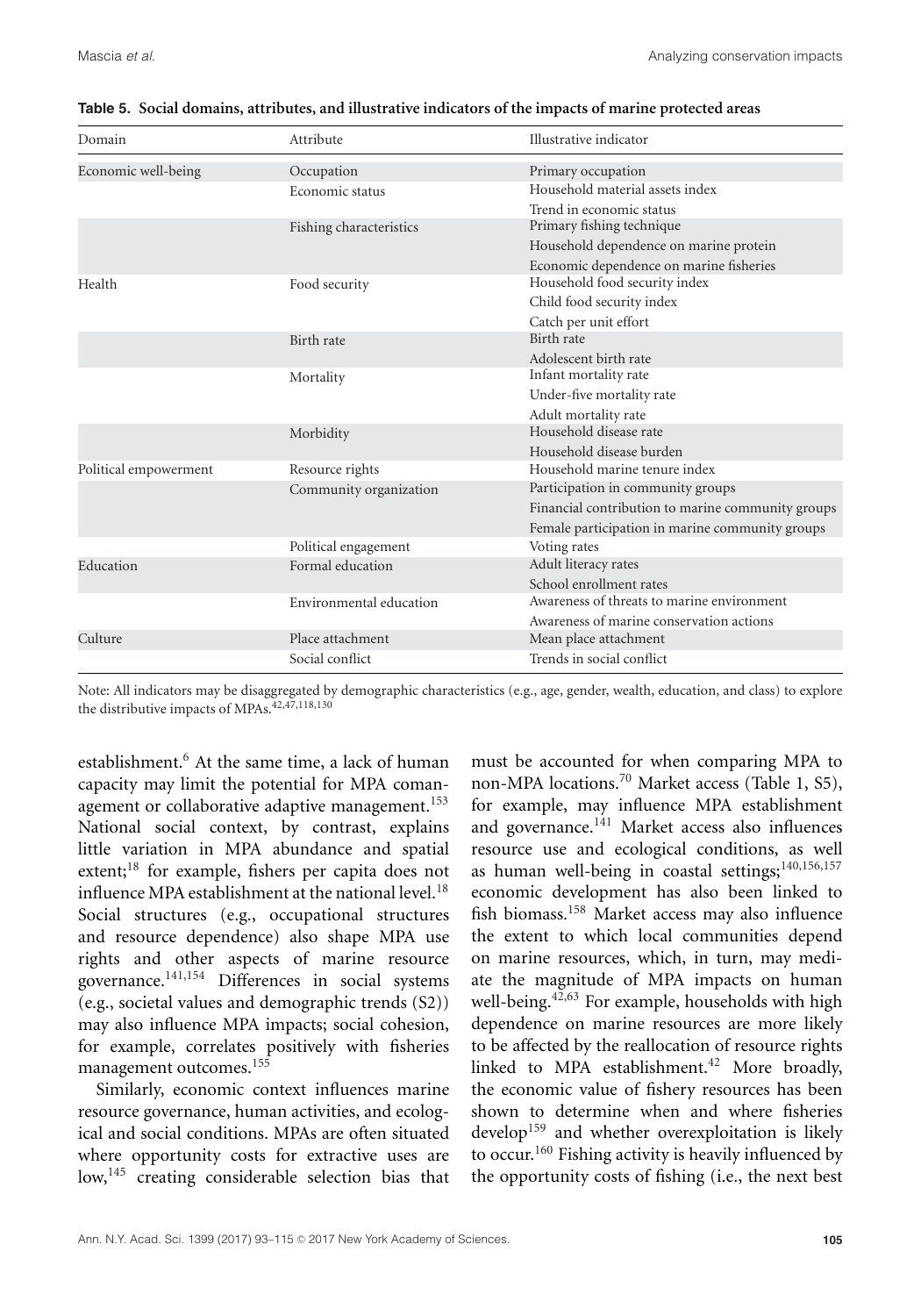**Table 5. Social domains, attributes, and illustrative indicators of the impacts of marine protected areas**

| Domain | Attribute | Illustrative indicator |
|---|---|---|
| Economic well-being | Occupation | Primary occupation |
| | Economic status | Household material assets index |
| | | Trend in economic status |
| | Fishing characteristics | Primary fishing technique |
| | | Household dependence on marine protein |
| | | Economic dependence on marine fisheries |
| Health | Food security | Household food security index |
| | | Child food security index |
| | | Catch per unit effort |
| | Birth rate | Birth rate |
| | | Adolescent birth rate |
| | Mortality | Infant mortality rate |
| | | Under-five mortality rate |
| | | Adult mortality rate |
| | Morbidity | Household disease rate |
| | | Household disease burden |
| Political empowerment | Resource rights | Household marine tenure index |
| | Community organization | Participation in community groups |
| | | Financial contribution to marine community groups |
| | | Female participation in marine community groups |
| | Political engagement | Voting rates |
| Education | Formal education | Adult literacy rates |
| | | School enrollment rates |
| | Environmental education | Awareness of threats to marine environment |
| | | Awareness of marine conservation actions |
| Culture | Place attachment | Mean place attachment |
| | Social conflict | Trends in social conflict |

Note: All indicators may be disaggregated by demographic characteristics (e.g., age, gender, wealth, education, and class) to explore the distributive impacts of MPAs.[42,47,118,130]

establishment.[6] At the same time, a lack of human capacity may limit the potential for MPA comanagement or collaborative adaptive management.[153] National social context, by contrast, explains little variation in MPA abundance and spatial extent;[18] for example, fishers per capita does not influence MPA establishment at the national level.[18] Social structures (e.g., occupational structures and resource dependence) also shape MPA use rights and other aspects of marine resource governance.[141,154] Differences in social systems (e.g., societal values and demographic trends (S2)) may also influence MPA impacts; social cohesion, for example, correlates positively with fisheries management outcomes.[155]

Similarly, economic context influences marine resource governance, human activities, and ecological and social conditions. MPAs are often situated where opportunity costs for extractive uses are low,[145] creating considerable selection bias that must be accounted for when comparing MPA to non-MPA locations.[70] Market access (Table 1, S5), for example, may influence MPA establishment and governance.[141] Market access also influences resource use and ecological conditions, as well as human well-being in coastal settings;[140,156,157] economic development has also been linked to fish biomass.[158] Market access may also influence the extent to which local communities depend on marine resources, which, in turn, may mediate the magnitude of MPA impacts on human well-being.[42,63] For example, households with high dependence on marine resources are more likely to be affected by the reallocation of resource rights linked to MPA establishment.[42] More broadly, the economic value of fishery resources has been shown to determine when and where fisheries develop[159] and whether overexploitation is likely to occur.[160] Fishing activity is heavily influenced by the opportunity costs of fishing (i.e., the next best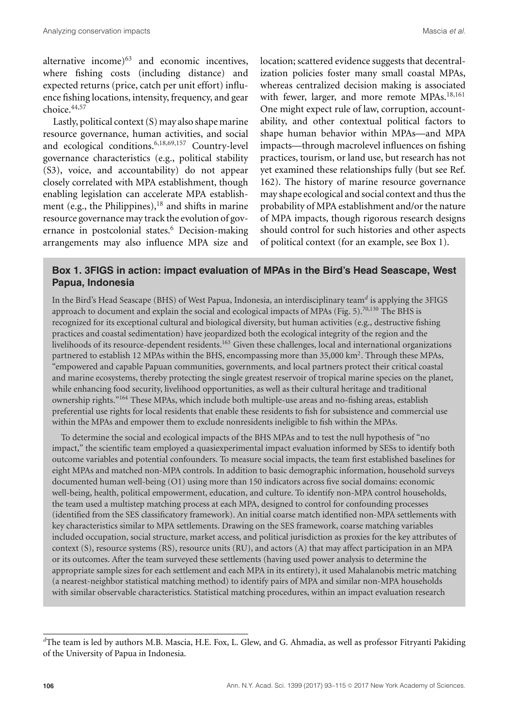alternative income)[63] and economic incentives, where fishing costs (including distance) and expected returns (price, catch per unit effort) influence fishing locations, intensity, frequency, and gear choice.[44,57]

Lastly, political context (S) may also shape marine resource governance, human activities, and social and ecological conditions.[6,18,69,157] Country-level governance characteristics (e.g., political stability (S3), voice, and accountability) do not appear closely correlated with MPA establishment, though enabling legislation can accelerate MPA establishment (e.g., the Philippines),[18] and shifts in marine resource governance may track the evolution of governance in postcolonial states.[6] Decision-making arrangements may also influence MPA size and location; scattered evidence suggests that decentralization policies foster many small coastal MPAs, whereas centralized decision making is associated with fewer, larger, and more remote MPAs.[18,161] One might expect rule of law, corruption, accountability, and other contextual political factors to shape human behavior within MPAs—and MPA impacts—through macrolevel influences on fishing practices, tourism, or land use, but research has not yet examined these relationships fully (but see Ref. 162). The history of marine resource governance may shape ecological and social context and thus the probability of MPA establishment and/or the nature of MPA impacts, though rigorous research designs should control for such histories and other aspects of political context (for an example, see Box 1).

### Box 1. 3FIGS in action: impact evaluation of MPAs in the Bird's Head Seascape, West Papua, Indonesia

In the Bird's Head Seascape (BHS) of West Papua, Indonesia, an interdisciplinary team[d] is applying the 3FIGS approach to document and explain the social and ecological impacts of MPAs (Fig. 5).[70,130] The BHS is recognized for its exceptional cultural and biological diversity, but human activities (e.g., destructive fishing practices and coastal sedimentation) have jeopardized both the ecological integrity of the region and the livelihoods of its resource-dependent residents.[163] Given these challenges, local and international organizations partnered to establish 12 MPAs within the BHS, encompassing more than 35,000 km$^2$. Through these MPAs, "empowered and capable Papuan communities, governments, and local partners protect their critical coastal and marine ecosystems, thereby protecting the single greatest reservoir of tropical marine species on the planet, while enhancing food security, livelihood opportunities, as well as their cultural heritage and traditional ownership rights."[164] These MPAs, which include both multiple-use areas and no-fishing areas, establish preferential use rights for local residents that enable these residents to fish for subsistence and commercial use within the MPAs and empower them to exclude nonresidents ineligible to fish within the MPAs.

To determine the social and ecological impacts of the BHS MPAs and to test the null hypothesis of "no impact," the scientific team employed a quasiexperimental impact evaluation informed by SESs to identify both outcome variables and potential confounders. To measure social impacts, the team first established baselines for eight MPAs and matched non-MPA controls. In addition to basic demographic information, household surveys documented human well-being (O1) using more than 150 indicators across five social domains: economic well-being, health, political empowerment, education, and culture. To identify non-MPA control households, the team used a multistep matching process at each MPA, designed to control for confounding processes (identified from the SES classificatory framework). An initial coarse match identified non-MPA settlements with key characteristics similar to MPA settlements. Drawing on the SES framework, coarse matching variables included occupation, social structure, market access, and political jurisdiction as proxies for the key attributes of context (S), resource systems (RS), resource units (RU), and actors (A) that may affect participation in an MPA or its outcomes. After the team surveyed these settlements (having used power analysis to determine the appropriate sample sizes for each settlement and each MPA in its entirety), it used Mahalanobis metric matching (a nearest-neighbor statistical matching method) to identify pairs of MPA and similar non-MPA households with similar observable characteristics. Statistical matching procedures, within an impact evaluation research

[d] The team is led by authors M.B. Mascia, H.E. Fox, L. Glew, and G. Ahmadia, as well as professor Fitryanti Pakiding of the University of Papua in Indonesia.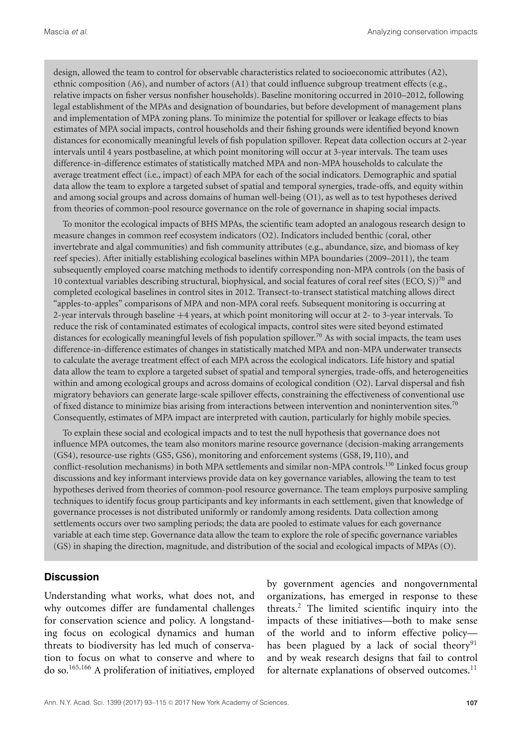design, allowed the team to control for observable characteristics related to socioeconomic attributes (A2), ethnic composition (A6), and number of actors (A1) that could influence subgroup treatment effects (e.g., relative impacts on fisher versus nonfisher households). Baseline monitoring occurred in 2010–2012, following legal establishment of the MPAs and designation of boundaries, but before development of management plans and implementation of MPA zoning plans. To minimize the potential for spillover or leakage effects to bias estimates of MPA social impacts, control households and their fishing grounds were identified beyond known distances for economically meaningful levels of fish population spillover. Repeat data collection occurs at 2-year intervals until 4 years postbaseline, at which point monitoring will occur at 3-year intervals. The team uses difference-in-difference estimates of statistically matched MPA and non-MPA households to calculate the average treatment effect (i.e., impact) of each MPA for each of the social indicators. Demographic and spatial data allow the team to explore a targeted subset of spatial and temporal synergies, trade-offs, and equity within and among social groups and across domains of human well-being (O1), as well as to test hypotheses derived from theories of common-pool resource governance on the role of governance in shaping social impacts.

To monitor the ecological impacts of BHS MPAs, the scientific team adopted an analogous research design to measure changes in common reef ecosystem indicators (O2). Indicators included benthic (coral, other invertebrate and algal communities) and fish community attributes (e.g., abundance, size, and biomass of key reef species). After initially establishing ecological baselines within MPA boundaries (2009–2011), the team subsequently employed coarse matching methods to identify corresponding non-MPA controls (on the basis of 10 contextual variables describing structural, biophysical, and social features of coral reef sites (ECO, S))[70] and completed ecological baselines in control sites in 2012. Transect-to-transect statistical matching allows direct "apples-to-apples" comparisons of MPA and non-MPA coral reefs. Subsequent monitoring is occurring at 2-year intervals through baseline +4 years, at which point monitoring will occur at 2- to 3-year intervals. To reduce the risk of contaminated estimates of ecological impacts, control sites were sited beyond estimated distances for ecologically meaningful levels of fish population spillover.[70] As with social impacts, the team uses difference-in-difference estimates of changes in statistically matched MPA and non-MPA underwater transects to calculate the average treatment effect of each MPA across the ecological indicators. Life history and spatial data allow the team to explore a targeted subset of spatial and temporal synergies, trade-offs, and heterogeneities within and among ecological groups and across domains of ecological condition (O2). Larval dispersal and fish migratory behaviors can generate large-scale spillover effects, constraining the effectiveness of conventional use of fixed distance to minimize bias arising from interactions between intervention and nonintervention sites.[70] Consequently, estimates of MPA impact are interpreted with caution, particularly for highly mobile species.

To explain these social and ecological impacts and to test the null hypothesis that governance does not influence MPA outcomes, the team also monitors marine resource governance (decision-making arrangements (GS4), resource-use rights (GS5, GS6), monitoring and enforcement systems (GS8, I9, I10), and conflict-resolution mechanisms) in both MPA settlements and similar non-MPA controls.[130] Linked focus group discussions and key informant interviews provide data on key governance variables, allowing the team to test hypotheses derived from theories of common-pool resource governance. The team employs purposive sampling techniques to identify focus group participants and key informants in each settlement, given that knowledge of governance processes is not distributed uniformly or randomly among residents. Data collection among settlements occurs over two sampling periods; the data are pooled to estimate values for each governance variable at each time step. Governance data allow the team to explore the role of specific governance variables (GS) in shaping the direction, magnitude, and distribution of the social and ecological impacts of MPAs (O).

## Discussion

Understanding what works, what does not, and why outcomes differ are fundamental challenges for conservation science and policy. A longstanding focus on ecological dynamics and human threats to biodiversity has led much of conservation to focus on what to conserve and where to do so.[165,166] A proliferation of initiatives, employed by government agencies and nongovernmental organizations, has emerged in response to these threats.[2] The limited scientific inquiry into the impacts of these initiatives—both to make sense of the world and to inform effective policy—has been plagued by a lack of social theory[91] and by weak research designs that fail to control for alternate explanations of observed outcomes.[11]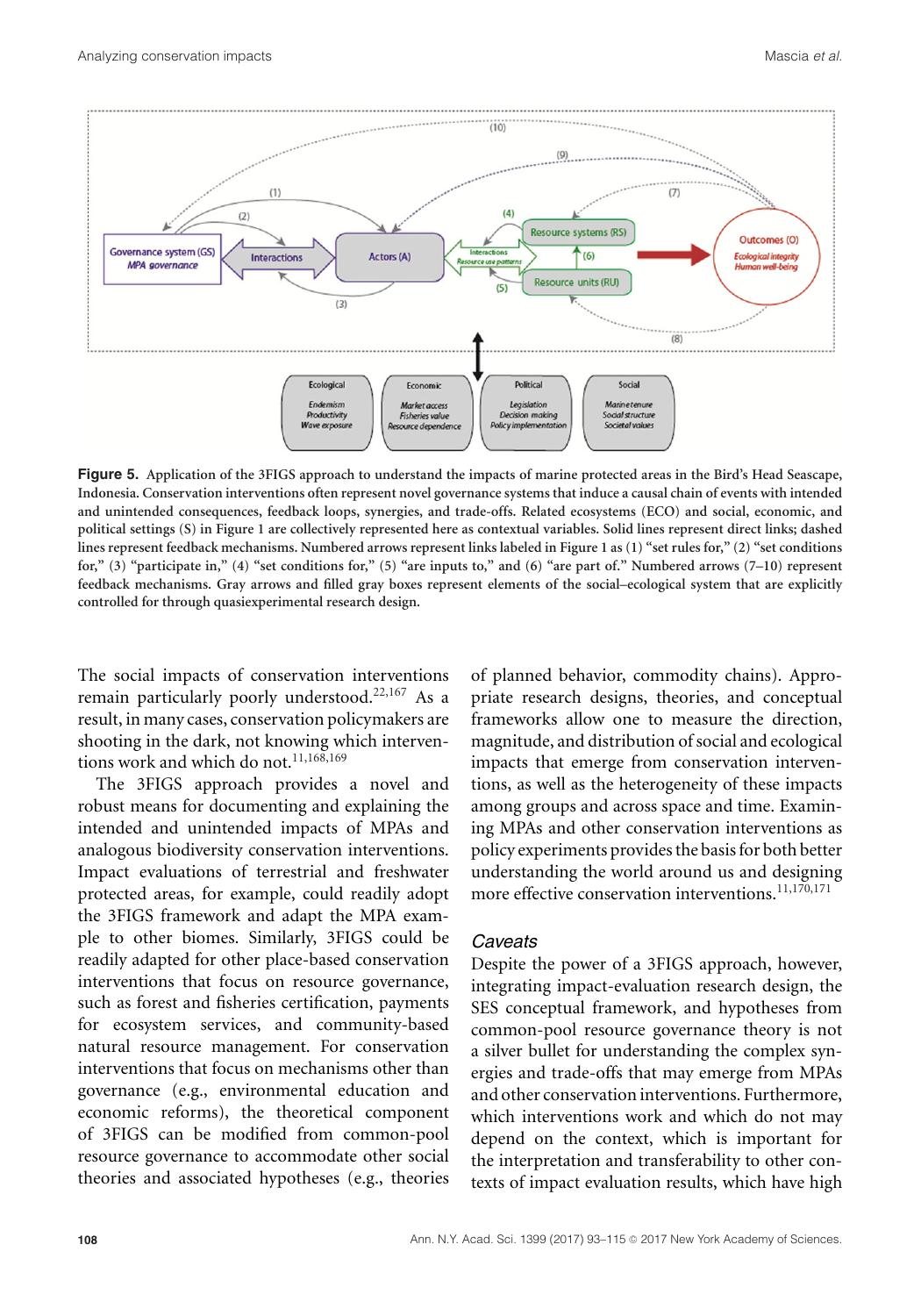**Figure 5.** Application of the 3FIGS approach to understand the impacts of marine protected areas in the Bird's Head Seascape, Indonesia. Conservation interventions often represent novel governance systems that induce a causal chain of events with intended and unintended consequences, feedback loops, synergies, and trade-offs. Related ecosystems (ECO) and social, economic, and political settings (S) in Figure 1 are collectively represented here as contextual variables. Solid lines represent direct links; dashed lines represent feedback mechanisms. Numbered arrows represent links labeled in Figure 1 as (1) "set rules for," (2) "set conditions for," (3) "participate in," (4) "set conditions for," (5) "are inputs to," and (6) "are part of." Numbered arrows (7–10) represent feedback mechanisms. Gray arrows and filled gray boxes represent elements of the social–ecological system that are explicitly controlled for through quasiexperimental research design.

The social impacts of conservation interventions remain particularly poorly understood.[22,167] As a result, in many cases, conservation policymakers are shooting in the dark, not knowing which interventions work and which do not.[11,168,169]

The 3FIGS approach provides a novel and robust means for documenting and explaining the intended and unintended impacts of MPAs and analogous biodiversity conservation interventions. Impact evaluations of terrestrial and freshwater protected areas, for example, could readily adopt the 3FIGS framework and adapt the MPA example to other biomes. Similarly, 3FIGS could be readily adapted for other place-based conservation interventions that focus on resource governance, such as forest and fisheries certification, payments for ecosystem services, and community-based natural resource management. For conservation interventions that focus on mechanisms other than governance (e.g., environmental education and economic reforms), the theoretical component of 3FIGS can be modified from common-pool resource governance to accommodate other social theories and associated hypotheses (e.g., theories of planned behavior, commodity chains). Appropriate research designs, theories, and conceptual frameworks allow one to measure the direction, magnitude, and distribution of social and ecological impacts that emerge from conservation interventions, as well as the heterogeneity of these impacts among groups and across space and time. Examining MPAs and other conservation interventions as policy experiments provides the basis for both better understanding the world around us and designing more effective conservation interventions.[11,170,171]

### *Caveats*

Despite the power of a 3FIGS approach, however, integrating impact-evaluation research design, the SES conceptual framework, and hypotheses from common-pool resource governance theory is not a silver bullet for understanding the complex synergies and trade-offs that may emerge from MPAs and other conservation interventions. Furthermore, which interventions work and which do not may depend on the context, which is important for the interpretation and transferability to other contexts of impact evaluation results, which have high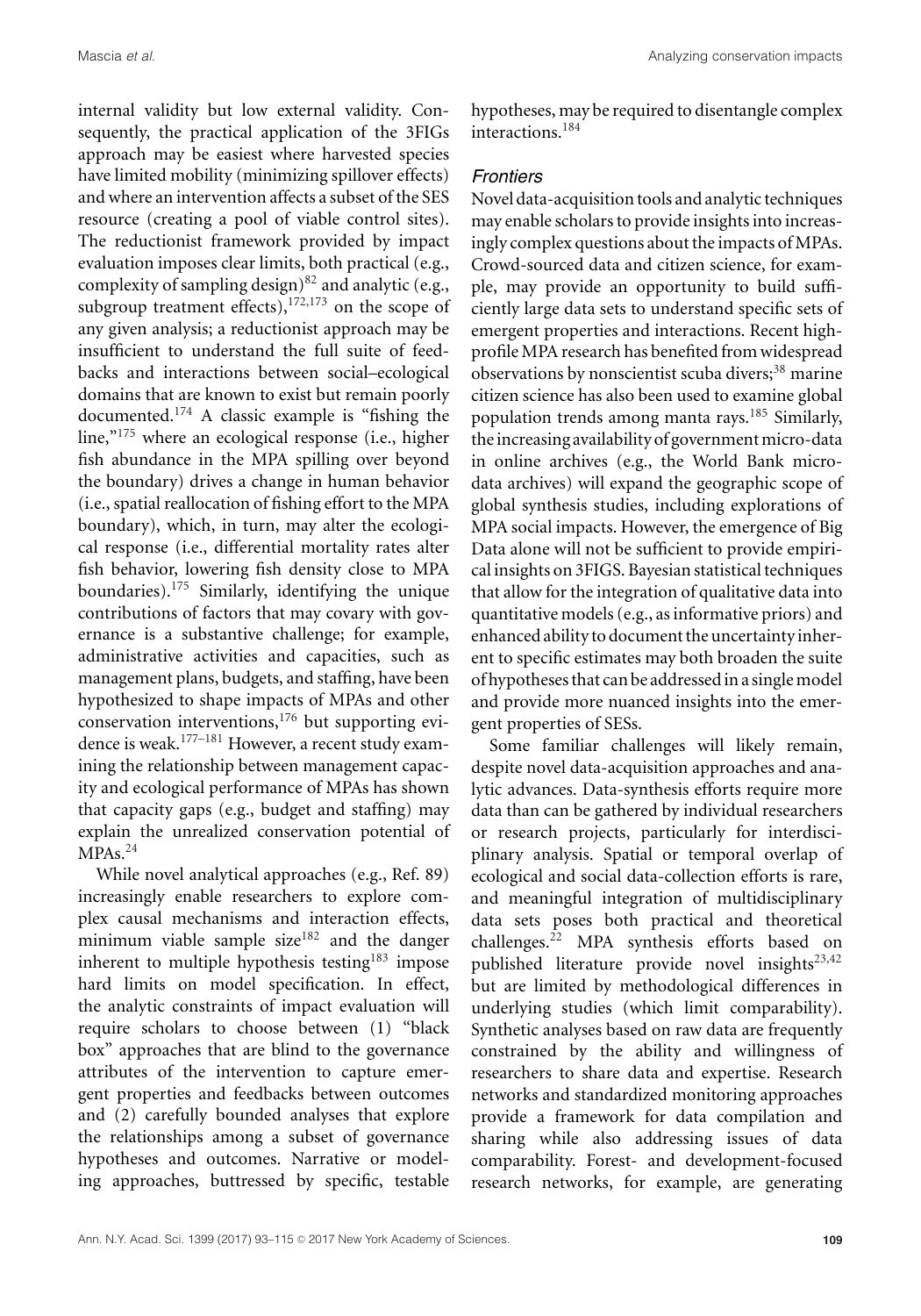internal validity but low external validity. Consequently, the practical application of the 3FIGs approach may be easiest where harvested species have limited mobility (minimizing spillover effects) and where an intervention affects a subset of the SES resource (creating a pool of viable control sites). The reductionist framework provided by impact evaluation imposes clear limits, both practical (e.g., complexity of sampling design)[82] and analytic (e.g., subgroup treatment effects),[172,173] on the scope of any given analysis; a reductionist approach may be insufficient to understand the full suite of feedbacks and interactions between social–ecological domains that are known to exist but remain poorly documented.[174] A classic example is "fishing the line,"[175] where an ecological response (i.e., higher fish abundance in the MPA spilling over beyond the boundary) drives a change in human behavior (i.e., spatial reallocation of fishing effort to the MPA boundary), which, in turn, may alter the ecological response (i.e., differential mortality rates alter fish behavior, lowering fish density close to MPA boundaries).[175] Similarly, identifying the unique contributions of factors that may covary with governance is a substantive challenge; for example, administrative activities and capacities, such as management plans, budgets, and staffing, have been hypothesized to shape impacts of MPAs and other conservation interventions,[176] but supporting evidence is weak.[177–181] However, a recent study examining the relationship between management capacity and ecological performance of MPAs has shown that capacity gaps (e.g., budget and staffing) may explain the unrealized conservation potential of MPAs.[24]

While novel analytical approaches (e.g., Ref. 89) increasingly enable researchers to explore complex causal mechanisms and interaction effects, minimum viable sample size[182] and the danger inherent to multiple hypothesis testing[183] impose hard limits on model specification. In effect, the analytic constraints of impact evaluation will require scholars to choose between (1) "black box" approaches that are blind to the governance attributes of the intervention to capture emergent properties and feedbacks between outcomes and (2) carefully bounded analyses that explore the relationships among a subset of governance hypotheses and outcomes. Narrative or modeling approaches, buttressed by specific, testable hypotheses, may be required to disentangle complex interactions.[184]

### *Frontiers*

Novel data-acquisition tools and analytic techniques may enable scholars to provide insights into increasingly complex questions about the impacts of MPAs. Crowd-sourced data and citizen science, for example, may provide an opportunity to build sufficiently large data sets to understand specific sets of emergent properties and interactions. Recent high-profile MPA research has benefited from widespread observations by nonscientist scuba divers;[38] marine citizen science has also been used to examine global population trends among manta rays.[185] Similarly, the increasing availability of government micro-data in online archives (e.g., the World Bank micro-data archives) will expand the geographic scope of global synthesis studies, including explorations of MPA social impacts. However, the emergence of Big Data alone will not be sufficient to provide empirical insights on 3FIGS. Bayesian statistical techniques that allow for the integration of qualitative data into quantitative models (e.g., as informative priors) and enhanced ability to document the uncertainty inherent to specific estimates may both broaden the suite of hypotheses that can be addressed in a single model and provide more nuanced insights into the emergent properties of SESs.

Some familiar challenges will likely remain, despite novel data-acquisition approaches and analytic advances. Data-synthesis efforts require more data than can be gathered by individual researchers or research projects, particularly for interdisciplinary analysis. Spatial or temporal overlap of ecological and social data-collection efforts is rare, and meaningful integration of multidisciplinary data sets poses both practical and theoretical challenges.[22] MPA synthesis efforts based on published literature provide novel insights[23,42] but are limited by methodological differences in underlying studies (which limit comparability). Synthetic analyses based on raw data are frequently constrained by the ability and willingness of researchers to share data and expertise. Research networks and standardized monitoring approaches provide a framework for data compilation and sharing while also addressing issues of data comparability. Forest- and development-focused research networks, for example, are generating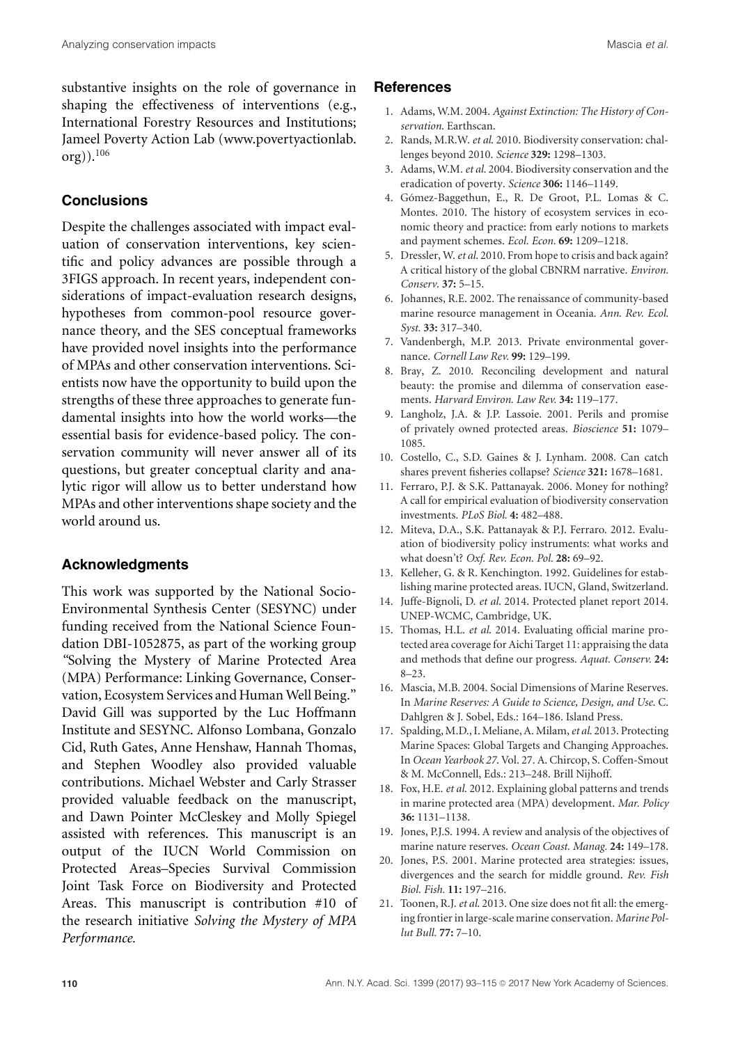substantive insights on the role of governance in shaping the effectiveness of interventions (e.g., International Forestry Resources and Institutions; Jameel Poverty Action Lab (www.povertyactionlab.org)).[106]

## Conclusions

Despite the challenges associated with impact evaluation of conservation interventions, key scientific and policy advances are possible through a 3FIGS approach. In recent years, independent considerations of impact-evaluation research designs, hypotheses from common-pool resource governance theory, and the SES conceptual frameworks have provided novel insights into the performance of MPAs and other conservation interventions. Scientists now have the opportunity to build upon the strengths of these three approaches to generate fundamental insights into how the world works—the essential basis for evidence-based policy. The conservation community will never answer all of its questions, but greater conceptual clarity and analytic rigor will allow us to better understand how MPAs and other interventions shape society and the world around us.

## Acknowledgments

This work was supported by the National Socio-Environmental Synthesis Center (SESYNC) under funding received from the National Science Foundation DBI-1052875, as part of the working group "Solving the Mystery of Marine Protected Area (MPA) Performance: Linking Governance, Conservation, Ecosystem Services and Human Well Being." David Gill was supported by the Luc Hoffmann Institute and SESYNC. Alfonso Lombana, Gonzalo Cid, Ruth Gates, Anne Henshaw, Hannah Thomas, and Stephen Woodley also provided valuable contributions. Michael Webster and Carly Strasser provided valuable feedback on the manuscript, and Dawn Pointer McCleskey and Molly Spiegel assisted with references. This manuscript is an output of the IUCN World Commission on Protected Areas–Species Survival Commission Joint Task Force on Biodiversity and Protected Areas. This manuscript is contribution #10 of the research initiative *Solving the Mystery of MPA Performance.*

## References

1. Adams, W.M. 2004. *Against Extinction: The History of Conservation*. Earthscan.
2. Rands, M.R.W. *et al*. 2010. Biodiversity conservation: challenges beyond 2010. *Science* **329:** 1298–1303.
3. Adams, W.M. *et al*. 2004. Biodiversity conservation and the eradication of poverty. *Science* **306:** 1146–1149.
4. Gómez-Baggethun, E., R. De Groot, P.L. Lomas & C. Montes. 2010. The history of ecosystem services in economic theory and practice: from early notions to markets and payment schemes. *Ecol. Econ.* **69:** 1209–1218.
5. Dressler, W. *et al*. 2010. From hope to crisis and back again? A critical history of the global CBNRM narrative. *Environ. Conserv.* **37:** 5–15.
6. Johannes, R.E. 2002. The renaissance of community-based marine resource management in Oceania. *Ann. Rev. Ecol. Syst.* **33:** 317–340.
7. Vandenbergh, M.P. 2013. Private environmental governance. *Cornell Law Rev.* **99:** 129–199.
8. Bray, Z. 2010. Reconciling development and natural beauty: the promise and dilemma of conservation easements. *Harvard Environ. Law Rev.* **34:** 119–177.
9. Langholz, J.A. & J.P. Lassoie. 2001. Perils and promise of privately owned protected areas. *Bioscience* **51:** 1079–1085.
10. Costello, C., S.D. Gaines & J. Lynham. 2008. Can catch shares prevent fisheries collapse? *Science* **321:** 1678–1681.
11. Ferraro, P.J. & S.K. Pattanayak. 2006. Money for nothing? A call for empirical evaluation of biodiversity conservation investments. *PLoS Biol.* **4:** 482–488.
12. Miteva, D.A., S.K. Pattanayak & P.J. Ferraro. 2012. Evaluation of biodiversity policy instruments: what works and what doesn't? *Oxf. Rev. Econ. Pol.* **28:** 69–92.
13. Kelleher, G. & R. Kenchington. 1992. Guidelines for establishing marine protected areas. IUCN, Gland, Switzerland.
14. Juffe-Bignoli, D. *et al*. 2014. Protected planet report 2014. UNEP-WCMC, Cambridge, UK.
15. Thomas, H.L. *et al*. 2014. Evaluating official marine protected area coverage for Aichi Target 11: appraising the data and methods that define our progress. *Aquat. Conserv.* **24:** 8–23.
16. Mascia, M.B. 2004. Social Dimensions of Marine Reserves. In *Marine Reserves: A Guide to Science, Design, and Use*. C. Dahlgren & J. Sobel, Eds.: 164–186. Island Press.
17. Spalding, M.D., I. Meliane, A. Milam, *et al*. 2013. Protecting Marine Spaces: Global Targets and Changing Approaches. In *Ocean Yearbook 27*. Vol. 27. A. Chircop, S. Coffen-Smout & M. McConnell, Eds.: 213–248. Brill Nijhoff.
18. Fox, H.E. *et al*. 2012. Explaining global patterns and trends in marine protected area (MPA) development. *Mar. Policy* **36:** 1131–1138.
19. Jones, P.J.S. 1994. A review and analysis of the objectives of marine nature reserves. *Ocean Coast. Manag.* **24:** 149–178.
20. Jones, P.S. 2001. Marine protected area strategies: issues, divergences and the search for middle ground. *Rev. Fish Biol. Fish.* **11:** 197–216.
21. Toonen, R.J. *et al*. 2013. One size does not fit all: the emerging frontier in large-scale marine conservation. *Marine Pollut Bull.* **77:** 7–10.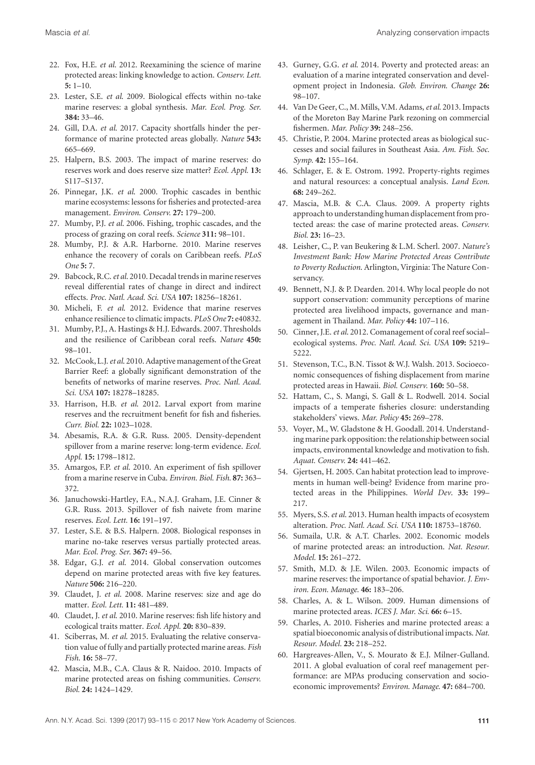22. Fox, H.E. *et al.* 2012. Reexamining the science of marine protected areas: linking knowledge to action. *Conserv. Lett.* **5:** 1–10.
23. Lester, S.E. *et al.* 2009. Biological effects within no-take marine reserves: a global synthesis. *Mar. Ecol. Prog. Ser.* **384:** 33–46.
24. Gill, D.A. *et al.* 2017. Capacity shortfalls hinder the performance of marine protected areas globally. *Nature* **543:** 665–669.
25. Halpern, B.S. 2003. The impact of marine reserves: do reserves work and does reserve size matter? *Ecol. Appl.* **13:** S117–S137.
26. Pinnegar, J.K. *et al.* 2000. Trophic cascades in benthic marine ecosystems: lessons for fisheries and protected-area management. *Environ. Conserv.* **27:** 179–200.
27. Mumby, P.J. *et al.* 2006. Fishing, trophic cascades, and the process of grazing on coral reefs. *Science* **311:** 98–101.
28. Mumby, P.J. & A.R. Harborne. 2010. Marine reserves enhance the recovery of corals on Caribbean reefs. *PLoS One* **5:** 7.
29. Babcock, R.C. *et al.* 2010. Decadal trends in marine reserves reveal differential rates of change in direct and indirect effects. *Proc. Natl. Acad. Sci. USA* **107:** 18256–18261.
30. Micheli, F. *et al.* 2012. Evidence that marine reserves enhance resilience to climatic impacts. *PLoS One* **7:** e40832.
31. Mumby, P.J., A. Hastings & H.J. Edwards. 2007. Thresholds and the resilience of Caribbean coral reefs. *Nature* **450:** 98–101.
32. McCook, L.J. *et al.* 2010. Adaptive management of the Great Barrier Reef: a globally significant demonstration of the benefits of networks of marine reserves. *Proc. Natl. Acad. Sci. USA* **107:** 18278–18285.
33. Harrison, H.B. *et al.* 2012. Larval export from marine reserves and the recruitment benefit for fish and fisheries. *Curr. Biol.* **22:** 1023–1028.
34. Abesamis, R.A. & G.R. Russ. 2005. Density-dependent spillover from a marine reserve: long-term evidence. *Ecol. Appl.* **15:** 1798–1812.
35. Amargos, F.P. *et al.* 2010. An experiment of fish spillover from a marine reserve in Cuba. *Environ. Biol. Fish.* **87:** 363–372.
36. Januchowski-Hartley, F.A., N.A.J. Graham, J.E. Cinner & G.R. Russ. 2013. Spillover of fish naivete from marine reserves. *Ecol. Lett.* **16:** 191–197.
37. Lester, S.E. & B.S. Halpern. 2008. Biological responses in marine no-take reserves versus partially protected areas. *Mar. Ecol. Prog. Ser.* **367:** 49–56.
38. Edgar, G.J. *et al.* 2014. Global conservation outcomes depend on marine protected areas with five key features. *Nature* **506:** 216–220.
39. Claudet, J. *et al.* 2008. Marine reserves: size and age do matter. *Ecol. Lett.* **11:** 481–489.
40. Claudet, J. *et al.* 2010. Marine reserves: fish life history and ecological traits matter. *Ecol. Appl.* **20:** 830–839.
41. Sciberras, M. *et al.* 2015. Evaluating the relative conservation value of fully and partially protected marine areas. *Fish Fish.* **16:** 58–77.
42. Mascia, M.B., C.A. Claus & R. Naidoo. 2010. Impacts of marine protected areas on fishing communities. *Conserv. Biol.* **24:** 1424–1429.
43. Gurney, G.G. *et al.* 2014. Poverty and protected areas: an evaluation of a marine integrated conservation and development project in Indonesia. *Glob. Environ. Change* **26:** 98–107.
44. Van De Geer, C., M. Mills, V.M. Adams, *et al.* 2013. Impacts of the Moreton Bay Marine Park rezoning on commercial fishermen. *Mar. Policy* **39:** 248–256.
45. Christie, P. 2004. Marine protected areas as biological successes and social failures in Southeast Asia. *Am. Fish. Soc. Symp.* **42:** 155–164.
46. Schlager, E. & E. Ostrom. 1992. Property-rights regimes and natural resources: a conceptual analysis. *Land Econ.* **68:** 249–262.
47. Mascia, M.B. & C.A. Claus. 2009. A property rights approach to understanding human displacement from protected areas: the case of marine protected areas. *Conserv. Biol.* **23:** 16–23.
48. Leisher, C., P. van Beukering & L.M. Scherl. 2007. *Nature's Investment Bank: How Marine Protected Areas Contribute to Poverty Reduction.* Arlington, Virginia: The Nature Conservancy.
49. Bennett, N.J. & P. Dearden. 2014. Why local people do not support conservation: community perceptions of marine protected area livelihood impacts, governance and management in Thailand. *Mar. Policy* **44:** 107–116.
50. Cinner, J.E. *et al.* 2012. Comanagement of coral reef social–ecological systems. *Proc. Natl. Acad. Sci. USA* **109:** 5219–5222.
51. Stevenson, T.C., B.N. Tissot & W.J. Walsh. 2013. Socioeconomic consequences of fishing displacement from marine protected areas in Hawaii. *Biol. Conserv.* **160:** 50–58.
52. Hattam, C., S. Mangi, S. Gall & L. Rodwell. 2014. Social impacts of a temperate fisheries closure: understanding stakeholders' views. *Mar. Policy* **45:** 269–278.
53. Voyer, M., W. Gladstone & H. Goodall. 2014. Understanding marine park opposition: the relationship between social impacts, environmental knowledge and motivation to fish. *Aquat. Conserv.* **24:** 441–462.
54. Gjertsen, H. 2005. Can habitat protection lead to improvements in human well-being? Evidence from marine protected areas in the Philippines. *World Dev.* **33:** 199–217.
55. Myers, S.S. *et al.* 2013. Human health impacts of ecosystem alteration. *Proc. Natl. Acad. Sci. USA* **110:** 18753–18760.
56. Sumaila, U.R. & A.T. Charles. 2002. Economic models of marine protected areas: an introduction. *Nat. Resour. Model.* **15:** 261–272.
57. Smith, M.D. & J.E. Wilen. 2003. Economic impacts of marine reserves: the importance of spatial behavior. *J. Environ. Econ. Manage.* **46:** 183–206.
58. Charles, A. & L. Wilson. 2009. Human dimensions of marine protected areas. *ICES J. Mar. Sci.* **66:** 6–15.
59. Charles, A. 2010. Fisheries and marine protected areas: a spatial bioeconomic analysis of distributional impacts. *Nat. Resour. Model.* **23:** 218–252.
60. Hargreaves-Allen, V., S. Mourato & E.J. Milner-Gulland. 2011. A global evaluation of coral reef management performance: are MPAs producing conservation and socio-economic improvements? *Environ. Manage.* **47:** 684–700.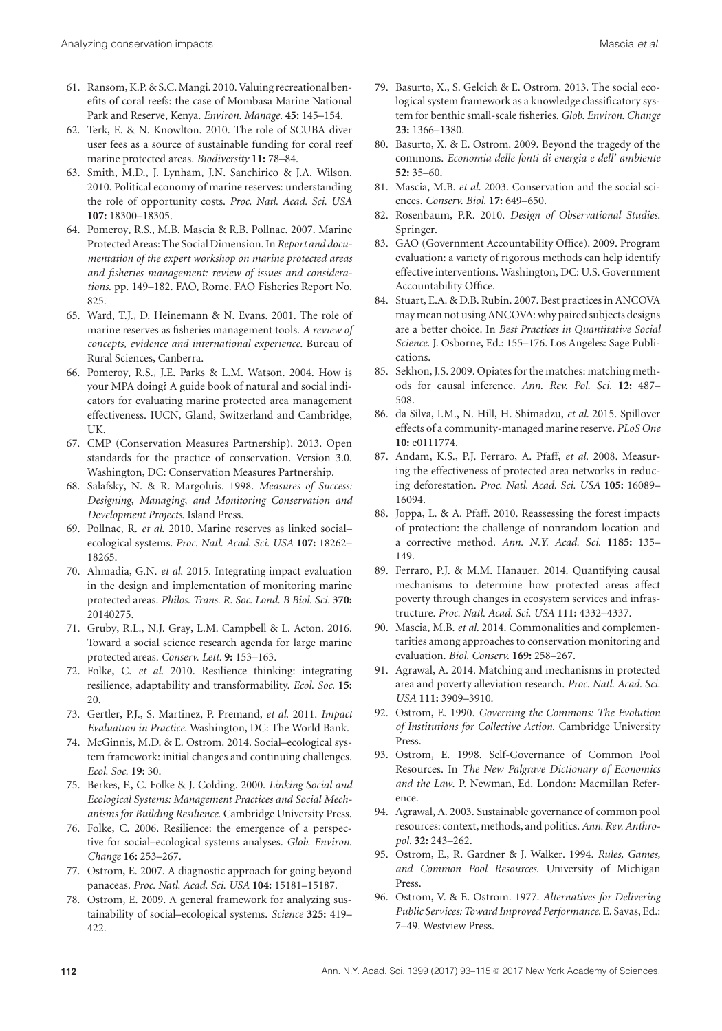61. Ransom, K.P. & S.C. Mangi. 2010. Valuing recreational benefits of coral reefs: the case of Mombasa Marine National Park and Reserve, Kenya. *Environ. Manage.* **45:** 145–154.
62. Terk, E. & N. Knowlton. 2010. The role of SCUBA diver user fees as a source of sustainable funding for coral reef marine protected areas. *Biodiversity* **11:** 78–84.
63. Smith, M.D., J. Lynham, J.N. Sanchirico & J.A. Wilson. 2010. Political economy of marine reserves: understanding the role of opportunity costs. *Proc. Natl. Acad. Sci. USA* **107:** 18300–18305.
64. Pomeroy, R.S., M.B. Mascia & R.B. Pollnac. 2007. Marine Protected Areas: The Social Dimension. In *Report and documentation of the expert workshop on marine protected areas and fisheries management: review of issues and considerations.* pp. 149–182. FAO, Rome. FAO Fisheries Report No. 825.
65. Ward, T.J., D. Heinemann & N. Evans. 2001. The role of marine reserves as fisheries management tools. *A review of concepts, evidence and international experience.* Bureau of Rural Sciences, Canberra.
66. Pomeroy, R.S., J.E. Parks & L.M. Watson. 2004. How is your MPA doing? A guide book of natural and social indicators for evaluating marine protected area management effectiveness. IUCN, Gland, Switzerland and Cambridge, UK.
67. CMP (Conservation Measures Partnership). 2013. Open standards for the practice of conservation. Version 3.0. Washington, DC: Conservation Measures Partnership.
68. Salafsky, N. & R. Margoluis. 1998. *Measures of Success: Designing, Managing, and Monitoring Conservation and Development Projects.* Island Press.
69. Pollnac, R. *et al.* 2010. Marine reserves as linked social–ecological systems. *Proc. Natl. Acad. Sci. USA* **107:** 18262–18265.
70. Ahmadia, G.N. *et al.* 2015. Integrating impact evaluation in the design and implementation of monitoring marine protected areas. *Philos. Trans. R. Soc. Lond. B Biol. Sci.* **370:** 20140275.
71. Gruby, R.L., N.J. Gray, L.M. Campbell & L. Acton. 2016. Toward a social science research agenda for large marine protected areas. *Conserv. Lett.* **9:** 153–163.
72. Folke, C. *et al.* 2010. Resilience thinking: integrating resilience, adaptability and transformability. *Ecol. Soc.* **15:** 20.
73. Gertler, P.J., S. Martinez, P. Premand, *et al.* 2011. *Impact Evaluation in Practice.* Washington, DC: The World Bank.
74. McGinnis, M.D. & E. Ostrom. 2014. Social–ecological system framework: initial changes and continuing challenges. *Ecol. Soc.* **19:** 30.
75. Berkes, F., C. Folke & J. Colding. 2000. *Linking Social and Ecological Systems: Management Practices and Social Mechanisms for Building Resilience.* Cambridge University Press.
76. Folke, C. 2006. Resilience: the emergence of a perspective for social–ecological systems analyses. *Glob. Environ. Change* **16:** 253–267.
77. Ostrom, E. 2007. A diagnostic approach for going beyond panaceas. *Proc. Natl. Acad. Sci. USA* **104:** 15181–15187.
78. Ostrom, E. 2009. A general framework for analyzing sustainability of social–ecological systems. *Science* **325:** 419–422.
79. Basurto, X., S. Gelcich & E. Ostrom. 2013. The social ecological system framework as a knowledge classificatory system for benthic small-scale fisheries. *Glob. Environ. Change* **23:** 1366–1380.
80. Basurto, X. & E. Ostrom. 2009. Beyond the tragedy of the commons. *Economia delle fonti di energia e dell' ambiente* **52:** 35–60.
81. Mascia, M.B. *et al.* 2003. Conservation and the social sciences. *Conserv. Biol.* **17:** 649–650.
82. Rosenbaum, P.R. 2010. *Design of Observational Studies.* Springer.
83. GAO (Government Accountability Office). 2009. Program evaluation: a variety of rigorous methods can help identify effective interventions. Washington, DC: U.S. Government Accountability Office.
84. Stuart, E.A. & D.B. Rubin. 2007. Best practices in ANCOVA may mean not using ANCOVA: why paired subjects designs are a better choice. In *Best Practices in Quantitative Social Science.* J. Osborne, Ed.: 155–176. Los Angeles: Sage Publications.
85. Sekhon, J.S. 2009. Opiates for the matches: matching methods for causal inference. *Ann. Rev. Pol. Sci.* **12:** 487–508.
86. da Silva, I.M., N. Hill, H. Shimadzu, *et al.* 2015. Spillover effects of a community-managed marine reserve. *PLoS One* **10:** e0111774.
87. Andam, K.S., P.J. Ferraro, A. Pfaff, *et al.* 2008. Measuring the effectiveness of protected area networks in reducing deforestation. *Proc. Natl. Acad. Sci. USA* **105:** 16089–16094.
88. Joppa, L. & A. Pfaff. 2010. Reassessing the forest impacts of protection: the challenge of nonrandom location and a corrective method. *Ann. N.Y. Acad. Sci.* **1185:** 135–149.
89. Ferraro, P.J. & M.M. Hanauer. 2014. Quantifying causal mechanisms to determine how protected areas affect poverty through changes in ecosystem services and infrastructure. *Proc. Natl. Acad. Sci. USA* **111:** 4332–4337.
90. Mascia, M.B. *et al.* 2014. Commonalities and complementarities among approaches to conservation monitoring and evaluation. *Biol. Conserv.* **169:** 258–267.
91. Agrawal, A. 2014. Matching and mechanisms in protected area and poverty alleviation research. *Proc. Natl. Acad. Sci. USA* **111:** 3909–3910.
92. Ostrom, E. 1990. *Governing the Commons: The Evolution of Institutions for Collective Action.* Cambridge University Press.
93. Ostrom, E. 1998. Self-Governance of Common Pool Resources. In *The New Palgrave Dictionary of Economics and the Law.* P. Newman, Ed. London: Macmillan Reference.
94. Agrawal, A. 2003. Sustainable governance of common pool resources: context, methods, and politics. *Ann. Rev. Anthropol.* **32:** 243–262.
95. Ostrom, E., R. Gardner & J. Walker. 1994. *Rules, Games, and Common Pool Resources.* University of Michigan Press.
96. Ostrom, V. & E. Ostrom. 1977. *Alternatives for Delivering Public Services: Toward Improved Performance.* E. Savas, Ed.: 7–49. Westview Press.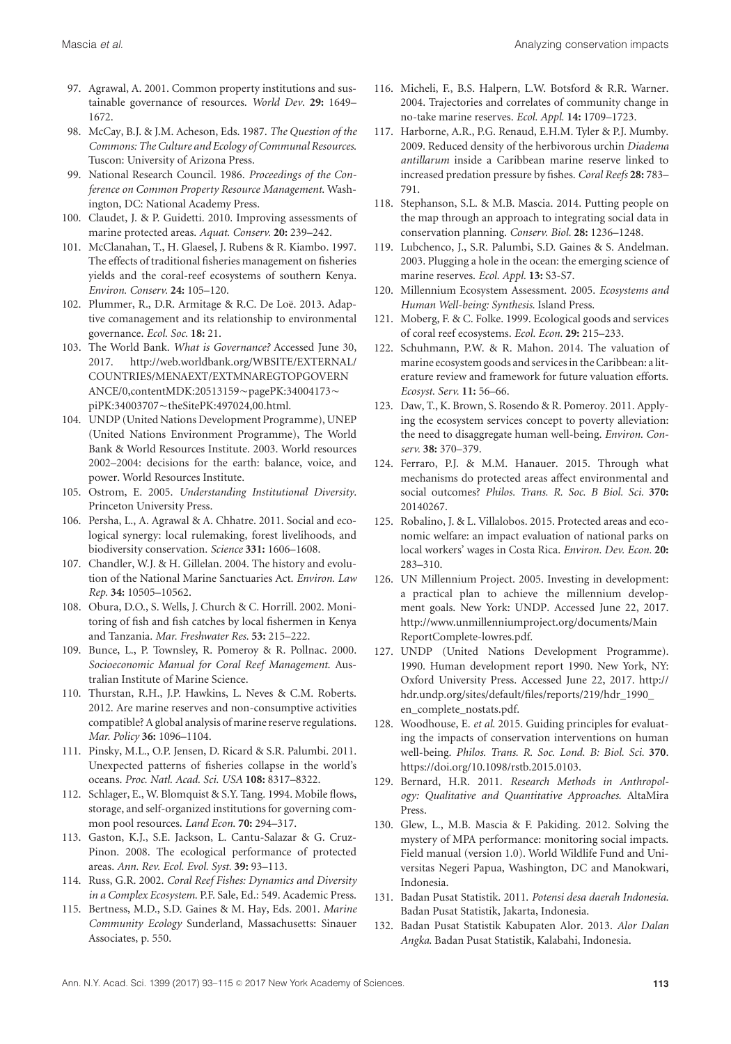97. Agrawal, A. 2001. Common property institutions and sustainable governance of resources. *World Dev.* **29:** 1649–1672.
98. McCay, B.J. & J.M. Acheson, Eds. 1987. *The Question of the Commons: The Culture and Ecology of Communal Resources*. Tuscon: University of Arizona Press.
99. National Research Council. 1986. *Proceedings of the Conference on Common Property Resource Management*. Washington, DC: National Academy Press.
100. Claudet, J. & P. Guidetti. 2010. Improving assessments of marine protected areas. *Aquat. Conserv.* **20:** 239–242.
101. McClanahan, T., H. Glaesel, J. Rubens & R. Kiambo. 1997. The effects of traditional fisheries management on fisheries yields and the coral-reef ecosystems of southern Kenya. *Environ. Conserv.* **24:** 105–120.
102. Plummer, R., D.R. Armitage & R.C. De Loë. 2013. Adaptive comanagement and its relationship to environmental governance. *Ecol. Soc.* **18:** 21.
103. The World Bank. *What is Governance?* Accessed June 30, 2017. http://web.worldbank.org/WBSITE/EXTERNAL/COUNTRIES/MENAEXT/EXTMNAREGTOPGOVERNANCE/0,contentMDK:20513159~pagePK:34004173~piPK:34003707~theSitePK:497024,00.html.
104. UNDP (United Nations Development Programme), UNEP (United Nations Environment Programme), The World Bank & World Resources Institute. 2003. World resources 2002–2004: decisions for the earth: balance, voice, and power. World Resources Institute.
105. Ostrom, E. 2005. *Understanding Institutional Diversity*. Princeton University Press.
106. Persha, L., A. Agrawal & A. Chhatre. 2011. Social and ecological synergy: local rulemaking, forest livelihoods, and biodiversity conservation. *Science* **331:** 1606–1608.
107. Chandler, W.J. & H. Gillelan. 2004. The history and evolution of the National Marine Sanctuaries Act. *Environ. Law Rep.* **34:** 10505–10562.
108. Obura, D.O., S. Wells, J. Church & C. Horrill. 2002. Monitoring of fish and fish catches by local fishermen in Kenya and Tanzania. *Mar. Freshwater Res.* **53:** 215–222.
109. Bunce, L., P. Townsley, R. Pomeroy & R. Pollnac. 2000. *Socioeconomic Manual for Coral Reef Management*. Australian Institute of Marine Science.
110. Thurstan, R.H., J.P. Hawkins, L. Neves & C.M. Roberts. 2012. Are marine reserves and non-consumptive activities compatible? A global analysis of marine reserve regulations. *Mar. Policy* **36:** 1096–1104.
111. Pinsky, M.L., O.P. Jensen, D. Ricard & S.R. Palumbi. 2011. Unexpected patterns of fisheries collapse in the world's oceans. *Proc. Natl. Acad. Sci. USA* **108:** 8317–8322.
112. Schlager, E., W. Blomquist & S.Y. Tang. 1994. Mobile flows, storage, and self-organized institutions for governing common pool resources. *Land Econ.* **70:** 294–317.
113. Gaston, K.J., S.E. Jackson, L. Cantu-Salazar & G. Cruz-Pinon. 2008. The ecological performance of protected areas. *Ann. Rev. Ecol. Evol. Syst.* **39:** 93–113.
114. Russ, G.R. 2002. *Coral Reef Fishes: Dynamics and Diversity in a Complex Ecosystem*. P.F. Sale, Ed.: 549. Academic Press.
115. Bertness, M.D., S.D. Gaines & M. Hay, Eds. 2001. *Marine Community Ecology* Sunderland, Massachusetts: Sinauer Associates, p. 550.
116. Micheli, F., B.S. Halpern, L.W. Botsford & R.R. Warner. 2004. Trajectories and correlates of community change in no-take marine reserves. *Ecol. Appl.* **14:** 1709–1723.
117. Harborne, A.R., P.G. Renaud, E.H.M. Tyler & P.J. Mumby. 2009. Reduced density of the herbivorous urchin *Diadema antillarum* inside a Caribbean marine reserve linked to increased predation pressure by fishes. *Coral Reefs* **28:** 783–791.
118. Stephanson, S.L. & M.B. Mascia. 2014. Putting people on the map through an approach to integrating social data in conservation planning. *Conserv. Biol.* **28:** 1236–1248.
119. Lubchenco, J., S.R. Palumbi, S.D. Gaines & S. Andelman. 2003. Plugging a hole in the ocean: the emerging science of marine reserves. *Ecol. Appl.* **13:** S3-S7.
120. Millennium Ecosystem Assessment. 2005. *Ecosystems and Human Well-being: Synthesis*. Island Press.
121. Moberg, F. & C. Folke. 1999. Ecological goods and services of coral reef ecosystems. *Ecol. Econ.* **29:** 215–233.
122. Schuhmann, P.W. & R. Mahon. 2014. The valuation of marine ecosystem goods and services in the Caribbean: a literature review and framework for future valuation efforts. *Ecosyst. Serv.* **11:** 56–66.
123. Daw, T., K. Brown, S. Rosendo & R. Pomeroy. 2011. Applying the ecosystem services concept to poverty alleviation: the need to disaggregate human well-being. *Environ. Conserv.* **38:** 370–379.
124. Ferraro, P.J. & M.M. Hanauer. 2015. Through what mechanisms do protected areas affect environmental and social outcomes? *Philos. Trans. R. Soc. B Biol. Sci.* **370:** 20140267.
125. Robalino, J. & L. Villalobos. 2015. Protected areas and economic welfare: an impact evaluation of national parks on local workers' wages in Costa Rica. *Environ. Dev. Econ.* **20:** 283–310.
126. UN Millennium Project. 2005. Investing in development: a practical plan to achieve the millennium development goals. New York: UNDP. Accessed June 22, 2017. http://www.unmillenniumproject.org/documents/MainReportComplete-lowres.pdf.
127. UNDP (United Nations Development Programme). 1990. Human development report 1990. New York, NY: Oxford University Press. Accessed June 22, 2017. http://hdr.undp.org/sites/default/files/reports/219/hdr_1990_en_complete_nostats.pdf.
128. Woodhouse, E. *et al.* 2015. Guiding principles for evaluating the impacts of conservation interventions on human well-being. *Philos. Trans. R. Soc. Lond. B: Biol. Sci.* **370**. https://doi.org/10.1098/rstb.2015.0103.
129. Bernard, H.R. 2011. *Research Methods in Anthropology: Qualitative and Quantitative Approaches*. AltaMira Press.
130. Glew, L., M.B. Mascia & F. Pakiding. 2012. Solving the mystery of MPA performance: monitoring social impacts. Field manual (version 1.0). World Wildlife Fund and Universitas Negeri Papua, Washington, DC and Manokwari, Indonesia.
131. Badan Pusat Statistik. 2011. *Potensi desa daerah Indonesia*. Badan Pusat Statistik, Jakarta, Indonesia.
132. Badan Pusat Statistik Kabupaten Alor. 2013. *Alor Dalan Angka*. Badan Pusat Statistik, Kalabahi, Indonesia.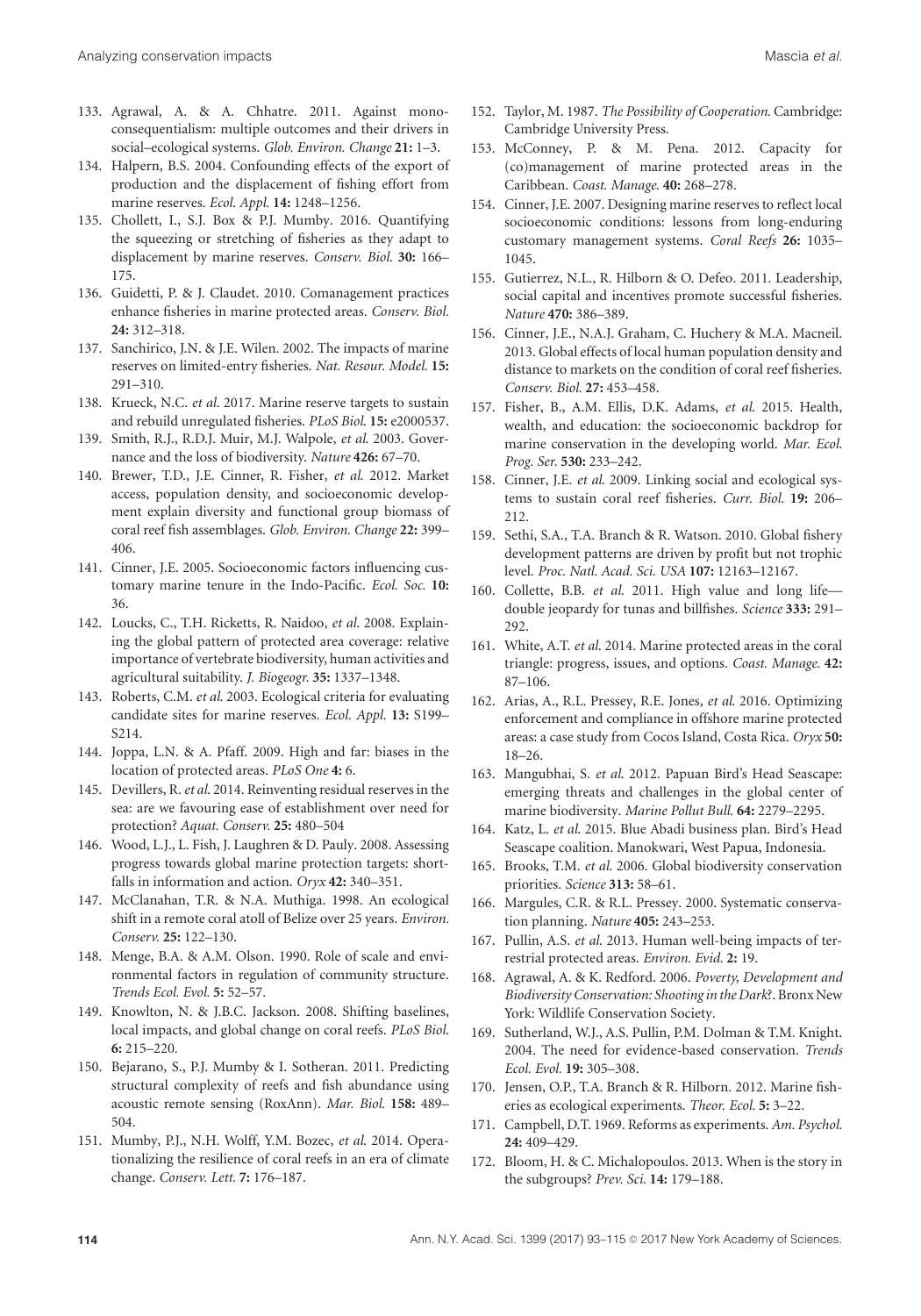133. Agrawal, A. & A. Chhatre. 2011. Against mono-consequentialism: multiple outcomes and their drivers in social–ecological systems. *Glob. Environ. Change* **21:** 1–3.
134. Halpern, B.S. 2004. Confounding effects of the export of production and the displacement of fishing effort from marine reserves. *Ecol. Appl.* **14:** 1248–1256.
135. Chollett, I., S.J. Box & P.J. Mumby. 2016. Quantifying the squeezing or stretching of fisheries as they adapt to displacement by marine reserves. *Conserv. Biol.* **30:** 166–175.
136. Guidetti, P. & J. Claudet. 2010. Comanagement practices enhance fisheries in marine protected areas. *Conserv. Biol.* **24:** 312–318.
137. Sanchirico, J.N. & J.E. Wilen. 2002. The impacts of marine reserves on limited-entry fisheries. *Nat. Resour. Model.* **15:** 291–310.
138. Krueck, N.C. *et al.* 2017. Marine reserve targets to sustain and rebuild unregulated fisheries. *PLoS Biol.* **15:** e2000537.
139. Smith, R.J., R.D.J. Muir, M.J. Walpole, *et al.* 2003. Governance and the loss of biodiversity. *Nature* **426:** 67–70.
140. Brewer, T.D., J.E. Cinner, R. Fisher, *et al.* 2012. Market access, population density, and socioeconomic development explain diversity and functional group biomass of coral reef fish assemblages. *Glob. Environ. Change* **22:** 399–406.
141. Cinner, J.E. 2005. Socioeconomic factors influencing customary marine tenure in the Indo-Pacific. *Ecol. Soc.* **10:** 36.
142. Loucks, C., T.H. Ricketts, R. Naidoo, *et al.* 2008. Explaining the global pattern of protected area coverage: relative importance of vertebrate biodiversity, human activities and agricultural suitability. *J. Biogeogr.* **35:** 1337–1348.
143. Roberts, C.M. *et al.* 2003. Ecological criteria for evaluating candidate sites for marine reserves. *Ecol. Appl.* **13:** S199–S214.
144. Joppa, L.N. & A. Pfaff. 2009. High and far: biases in the location of protected areas. *PLoS One* **4:** 6.
145. Devillers, R. *et al.* 2014. Reinventing residual reserves in the sea: are we favouring ease of establishment over need for protection? *Aquat. Conserv.* **25:** 480–504
146. Wood, L.J., L. Fish, J. Laughren & D. Pauly. 2008. Assessing progress towards global marine protection targets: shortfalls in information and action. *Oryx* **42:** 340–351.
147. McClanahan, T.R. & N.A. Muthiga. 1998. An ecological shift in a remote coral atoll of Belize over 25 years. *Environ. Conserv.* **25:** 122–130.
148. Menge, B.A. & A.M. Olson. 1990. Role of scale and environmental factors in regulation of community structure. *Trends Ecol. Evol.* **5:** 52–57.
149. Knowlton, N. & J.B.C. Jackson. 2008. Shifting baselines, local impacts, and global change on coral reefs. *PLoS Biol.* **6:** 215–220.
150. Bejarano, S., P.J. Mumby & I. Sotheran. 2011. Predicting structural complexity of reefs and fish abundance using acoustic remote sensing (RoxAnn). *Mar. Biol.* **158:** 489–504.
151. Mumby, P.J., N.H. Wolff, Y.M. Bozec, *et al.* 2014. Operationalizing the resilience of coral reefs in an era of climate change. *Conserv. Lett.* **7:** 176–187.
152. Taylor, M. 1987. *The Possibility of Cooperation.* Cambridge: Cambridge University Press.
153. McConney, P. & M. Pena. 2012. Capacity for (co)management of marine protected areas in the Caribbean. *Coast. Manage.* **40:** 268–278.
154. Cinner, J.E. 2007. Designing marine reserves to reflect local socioeconomic conditions: lessons from long-enduring customary management systems. *Coral Reefs* **26:** 1035–1045.
155. Gutierrez, N.L., R. Hilborn & O. Defeo. 2011. Leadership, social capital and incentives promote successful fisheries. *Nature* **470:** 386–389.
156. Cinner, J.E., N.A.J. Graham, C. Huchery & M.A. Macneil. 2013. Global effects of local human population density and distance to markets on the condition of coral reef fisheries. *Conserv. Biol.* **27:** 453–458.
157. Fisher, B., A.M. Ellis, D.K. Adams, *et al.* 2015. Health, wealth, and education: the socioeconomic backdrop for marine conservation in the developing world. *Mar. Ecol. Prog. Ser.* **530:** 233–242.
158. Cinner, J.E. *et al.* 2009. Linking social and ecological systems to sustain coral reef fisheries. *Curr. Biol.* **19:** 206–212.
159. Sethi, S.A., T.A. Branch & R. Watson. 2010. Global fishery development patterns are driven by profit but not trophic level. *Proc. Natl. Acad. Sci. USA* **107:** 12163–12167.
160. Collette, B.B. *et al.* 2011. High value and long life—double jeopardy for tunas and billfishes. *Science* **333:** 291–292.
161. White, A.T. *et al.* 2014. Marine protected areas in the coral triangle: progress, issues, and options. *Coast. Manage.* **42:** 87–106.
162. Arias, A., R.L. Pressey, R.E. Jones, *et al.* 2016. Optimizing enforcement and compliance in offshore marine protected areas: a case study from Cocos Island, Costa Rica. *Oryx* **50:** 18–26.
163. Mangubhai, S. *et al.* 2012. Papuan Bird's Head Seascape: emerging threats and challenges in the global center of marine biodiversity. *Marine Pollut Bull.* **64:** 2279–2295.
164. Katz, L. *et al.* 2015. Blue Abadi business plan. Bird's Head Seascape coalition. Manokwari, West Papua, Indonesia.
165. Brooks, T.M. *et al.* 2006. Global biodiversity conservation priorities. *Science* **313:** 58–61.
166. Margules, C.R. & R.L. Pressey. 2000. Systematic conservation planning. *Nature* **405:** 243–253.
167. Pullin, A.S. *et al.* 2013. Human well-being impacts of terrestrial protected areas. *Environ. Evid.* **2:** 19.
168. Agrawal, A. & K. Redford. 2006. *Poverty, Development and Biodiversity Conservation: Shooting in the Dark*?. Bronx New York: Wildlife Conservation Society.
169. Sutherland, W.J., A.S. Pullin, P.M. Dolman & T.M. Knight. 2004. The need for evidence-based conservation. *Trends Ecol. Evol.* **19:** 305–308.
170. Jensen, O.P., T.A. Branch & R. Hilborn. 2012. Marine fisheries as ecological experiments. *Theor. Ecol.* **5:** 3–22.
171. Campbell, D.T. 1969. Reforms as experiments. *Am. Psychol.* **24:** 409–429.
172. Bloom, H. & C. Michalopoulos. 2013. When is the story in the subgroups? *Prev. Sci.* **14:** 179–188.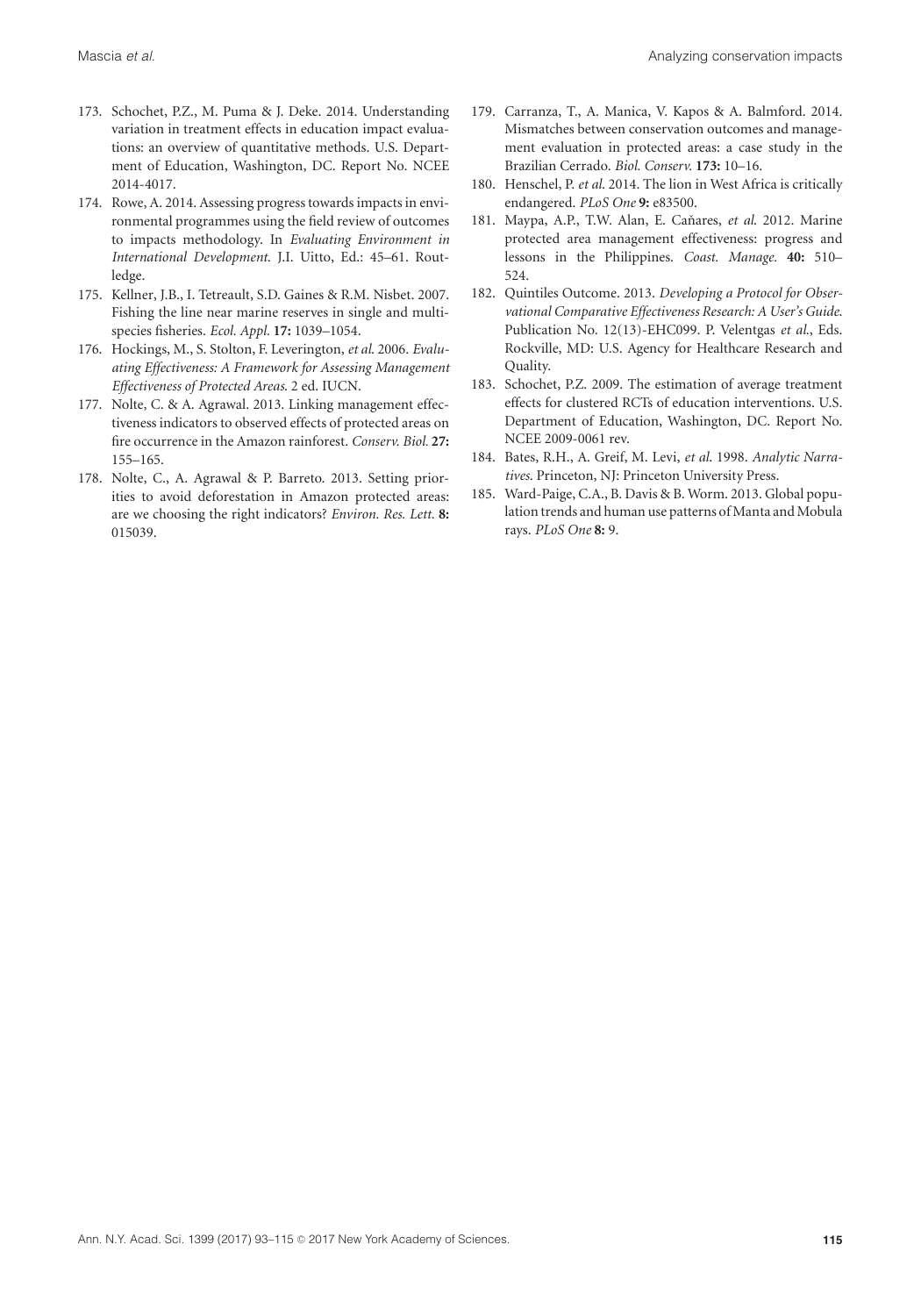173. Schochet, P.Z., M. Puma & J. Deke. 2014. Understanding variation in treatment effects in education impact evaluations: an overview of quantitative methods. U.S. Department of Education, Washington, DC. Report No. NCEE 2014-4017.
174. Rowe, A. 2014. Assessing progress towards impacts in environmental programmes using the field review of outcomes to impacts methodology. In *Evaluating Environment in International Development*. J.I. Uitto, Ed.: 45–61. Routledge.
175. Kellner, J.B., I. Tetreault, S.D. Gaines & R.M. Nisbet. 2007. Fishing the line near marine reserves in single and multispecies fisheries. *Ecol. Appl.* **17:** 1039–1054.
176. Hockings, M., S. Stolton, F. Leverington, *et al*. 2006. *Evaluating Effectiveness: A Framework for Assessing Management Effectiveness of Protected Areas*. 2 ed. IUCN.
177. Nolte, C. & A. Agrawal. 2013. Linking management effectiveness indicators to observed effects of protected areas on fire occurrence in the Amazon rainforest. *Conserv. Biol.* **27:** 155–165.
178. Nolte, C., A. Agrawal & P. Barreto. 2013. Setting priorities to avoid deforestation in Amazon protected areas: are we choosing the right indicators? *Environ. Res. Lett.* **8:** 015039.
179. Carranza, T., A. Manica, V. Kapos & A. Balmford. 2014. Mismatches between conservation outcomes and management evaluation in protected areas: a case study in the Brazilian Cerrado. *Biol. Conserv.* **173:** 10–16.
180. Henschel, P. *et al*. 2014. The lion in West Africa is critically endangered. *PLoS One* **9:** e83500.
181. Maypa, A.P., T.W. Alan, E. Caňares, *et al*. 2012. Marine protected area management effectiveness: progress and lessons in the Philippines. *Coast. Manage.* **40:** 510–524.
182. Quintiles Outcome. 2013. *Developing a Protocol for Observational Comparative Effectiveness Research: A User's Guide*. Publication No. 12(13)-EHC099. P. Velentgas *et al*., Eds. Rockville, MD: U.S. Agency for Healthcare Research and Quality.
183. Schochet, P.Z. 2009. The estimation of average treatment effects for clustered RCTs of education interventions. U.S. Department of Education, Washington, DC. Report No. NCEE 2009-0061 rev.
184. Bates, R.H., A. Greif, M. Levi, *et al*. 1998. *Analytic Narratives*. Princeton, NJ: Princeton University Press.
185. Ward-Paige, C.A., B. Davis & B. Worm. 2013. Global population trends and human use patterns of Manta and Mobula rays. *PLoS One* **8:** 9.